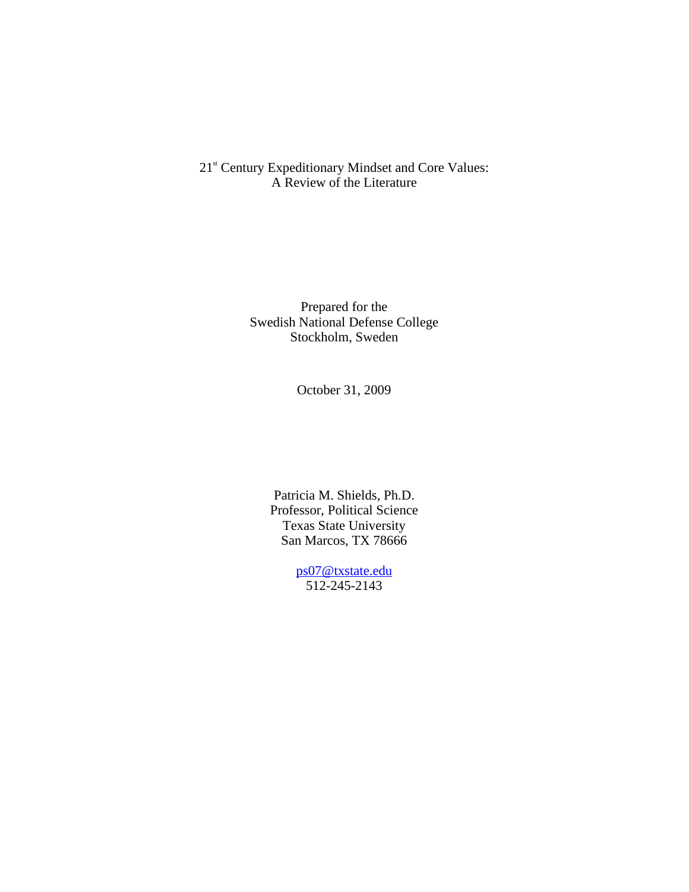# 21st Century Expeditionary Mindset and Core Values: A Review of the Literature

Prepared for the
Swedish National Defense College
Stockholm, Sweden

October 31, 2009

Patricia M. Shields, Ph.D.
Professor, Political Science
Texas State University
San Marcos, TX 78666

ps07@txstate.edu
512-245-2143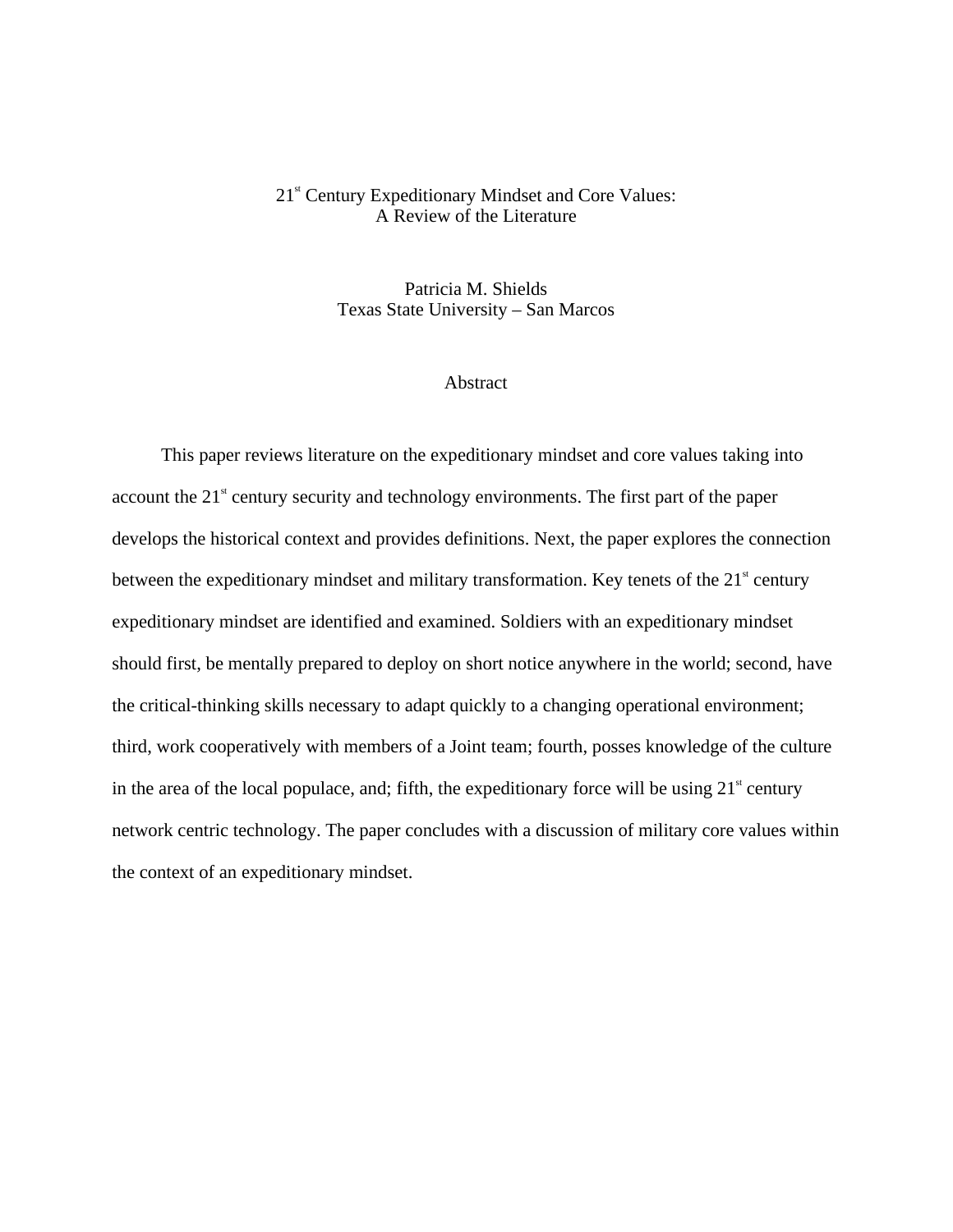# 21st Century Expeditionary Mindset and Core Values: A Review of the Literature

Patricia M. Shields
Texas State University – San Marcos

## Abstract

This paper reviews literature on the expeditionary mindset and core values taking into account the 21st century security and technology environments. The first part of the paper develops the historical context and provides definitions. Next, the paper explores the connection between the expeditionary mindset and military transformation. Key tenets of the 21st century expeditionary mindset are identified and examined. Soldiers with an expeditionary mindset should first, be mentally prepared to deploy on short notice anywhere in the world; second, have the critical-thinking skills necessary to adapt quickly to a changing operational environment; third, work cooperatively with members of a Joint team; fourth, posses knowledge of the culture in the area of the local populace, and; fifth, the expeditionary force will be using 21st century network centric technology. The paper concludes with a discussion of military core values within the context of an expeditionary mindset.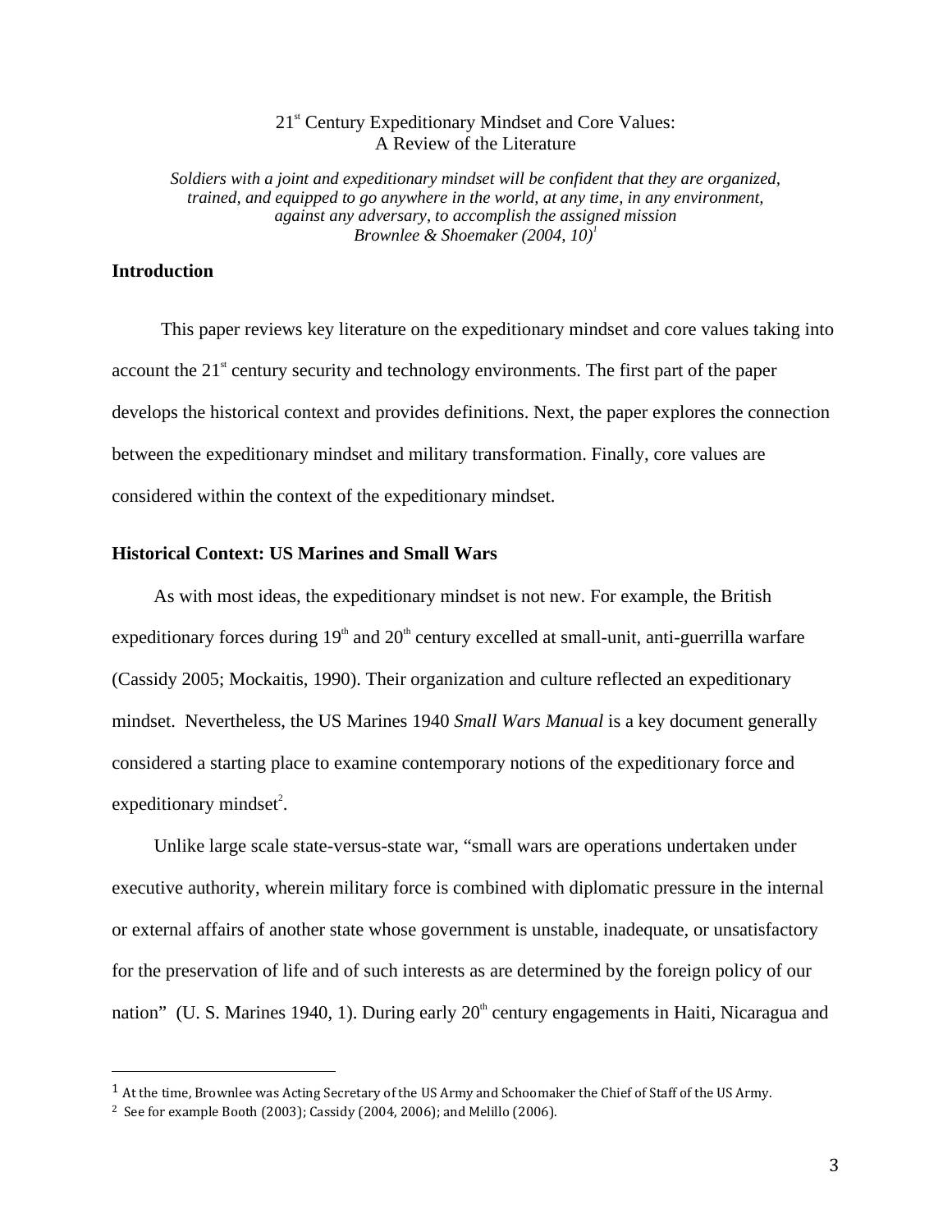# 21st Century Expeditionary Mindset and Core Values: A Review of the Literature

*Soldiers with a joint and expeditionary mindset will be confident that they are organized, trained, and equipped to go anywhere in the world, at any time, in any environment, against any adversary, to accomplish the assigned mission*
*Brownlee & Shoemaker (2004, 10)*[1]

## Introduction

This paper reviews key literature on the expeditionary mindset and core values taking into account the 21st century security and technology environments. The first part of the paper develops the historical context and provides definitions. Next, the paper explores the connection between the expeditionary mindset and military transformation. Finally, core values are considered within the context of the expeditionary mindset.

## Historical Context: US Marines and Small Wars

As with most ideas, the expeditionary mindset is not new. For example, the British expeditionary forces during 19th and 20th century excelled at small-unit, anti-guerrilla warfare (Cassidy 2005; Mockaitis, 1990). Their organization and culture reflected an expeditionary mindset. Nevertheless, the US Marines 1940 *Small Wars Manual* is a key document generally considered a starting place to examine contemporary notions of the expeditionary force and expeditionary mindset[2].

Unlike large scale state-versus-state war, "small wars are operations undertaken under executive authority, wherein military force is combined with diplomatic pressure in the internal or external affairs of another state whose government is unstable, inadequate, or unsatisfactory for the preservation of life and of such interests as are determined by the foreign policy of our nation" (U. S. Marines 1940, 1). During early 20th century engagements in Haiti, Nicaragua and

---

[1] At the time, Brownlee was Acting Secretary of the US Army and Schoomaker the Chief of Staff of the US Army.

[2] See for example Booth (2003); Cassidy (2004, 2006); and Melillo (2006).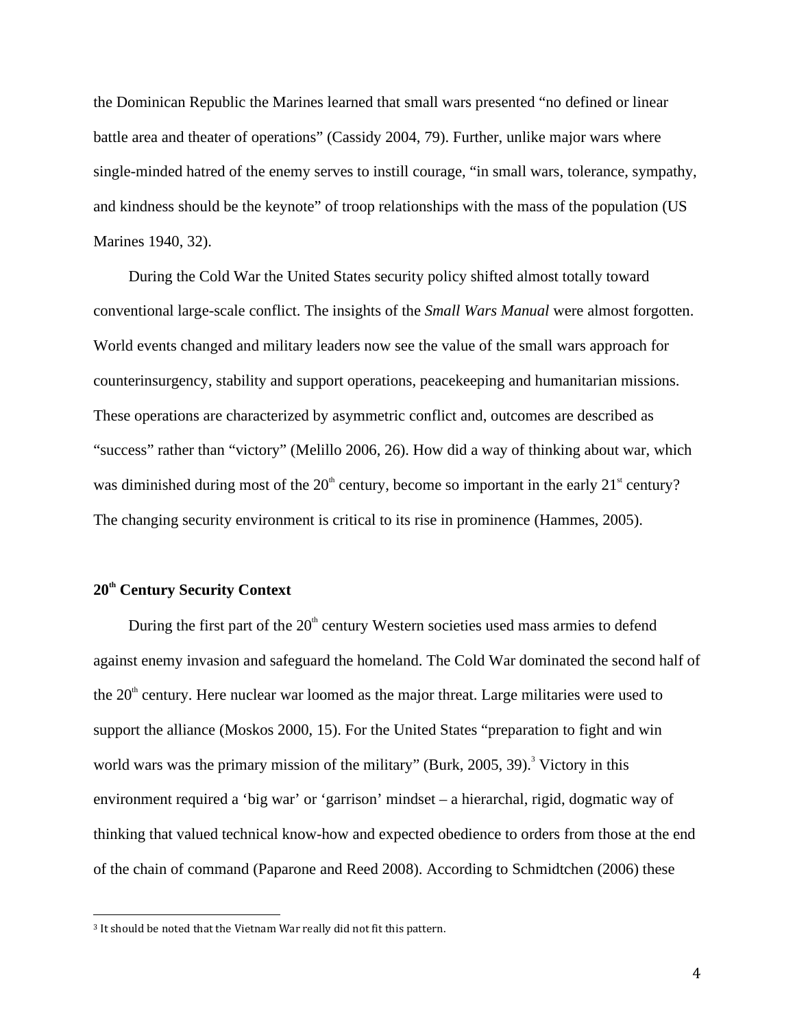the Dominican Republic the Marines learned that small wars presented “no defined or linear battle area and theater of operations” (Cassidy 2004, 79). Further, unlike major wars where single-minded hatred of the enemy serves to instill courage, “in small wars, tolerance, sympathy, and kindness should be the keynote” of troop relationships with the mass of the population (US Marines 1940, 32).

During the Cold War the United States security policy shifted almost totally toward conventional large-scale conflict. The insights of the *Small Wars Manual* were almost forgotten. World events changed and military leaders now see the value of the small wars approach for counterinsurgency, stability and support operations, peacekeeping and humanitarian missions. These operations are characterized by asymmetric conflict and, outcomes are described as “success” rather than “victory” (Melillo 2006, 26). How did a way of thinking about war, which was diminished during most of the 20th century, become so important in the early 21st century? The changing security environment is critical to its rise in prominence (Hammes, 2005).

## 20th Century Security Context

During the first part of the 20th century Western societies used mass armies to defend against enemy invasion and safeguard the homeland. The Cold War dominated the second half of the 20th century. Here nuclear war loomed as the major threat. Large militaries were used to support the alliance (Moskos 2000, 15). For the United States “preparation to fight and win world wars was the primary mission of the military” (Burk, 2005, 39).[3] Victory in this environment required a ‘big war’ or ‘garrison’ mindset – a hierarchal, rigid, dogmatic way of thinking that valued technical know-how and expected obedience to orders from those at the end of the chain of command (Paparone and Reed 2008). According to Schmidtchen (2006) these

[3] It should be noted that the Vietnam War really did not fit this pattern.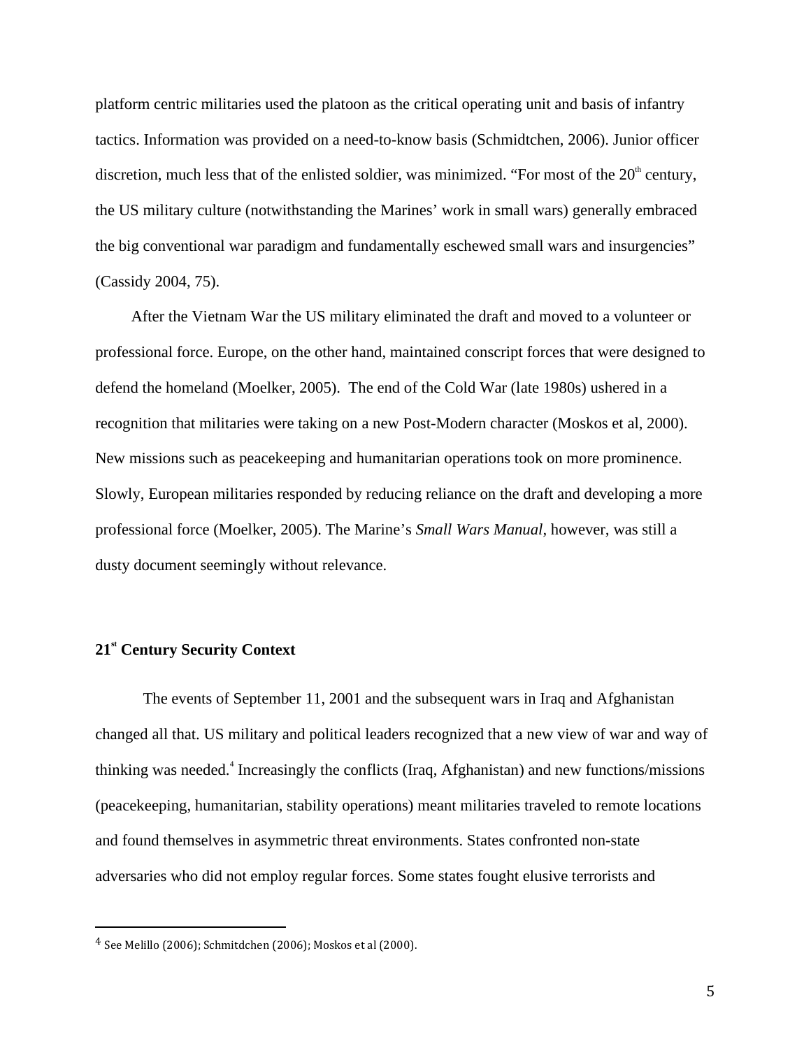platform centric militaries used the platoon as the critical operating unit and basis of infantry tactics. Information was provided on a need-to-know basis (Schmidtchen, 2006). Junior officer discretion, much less that of the enlisted soldier, was minimized. "For most of the 20th century, the US military culture (notwithstanding the Marines' work in small wars) generally embraced the big conventional war paradigm and fundamentally eschewed small wars and insurgencies" (Cassidy 2004, 75).

After the Vietnam War the US military eliminated the draft and moved to a volunteer or professional force. Europe, on the other hand, maintained conscript forces that were designed to defend the homeland (Moelker, 2005). The end of the Cold War (late 1980s) ushered in a recognition that militaries were taking on a new Post-Modern character (Moskos et al, 2000). New missions such as peacekeeping and humanitarian operations took on more prominence. Slowly, European militaries responded by reducing reliance on the draft and developing a more professional force (Moelker, 2005). The Marine's *Small Wars Manual*, however, was still a dusty document seemingly without relevance.

## 21st Century Security Context

The events of September 11, 2001 and the subsequent wars in Iraq and Afghanistan changed all that. US military and political leaders recognized that a new view of war and way of thinking was needed.[4] Increasingly the conflicts (Iraq, Afghanistan) and new functions/missions (peacekeeping, humanitarian, stability operations) meant militaries traveled to remote locations and found themselves in asymmetric threat environments. States confronted non-state adversaries who did not employ regular forces. Some states fought elusive terrorists and

---

[4] See Melillo (2006); Schmitdchen (2006); Moskos et al (2000).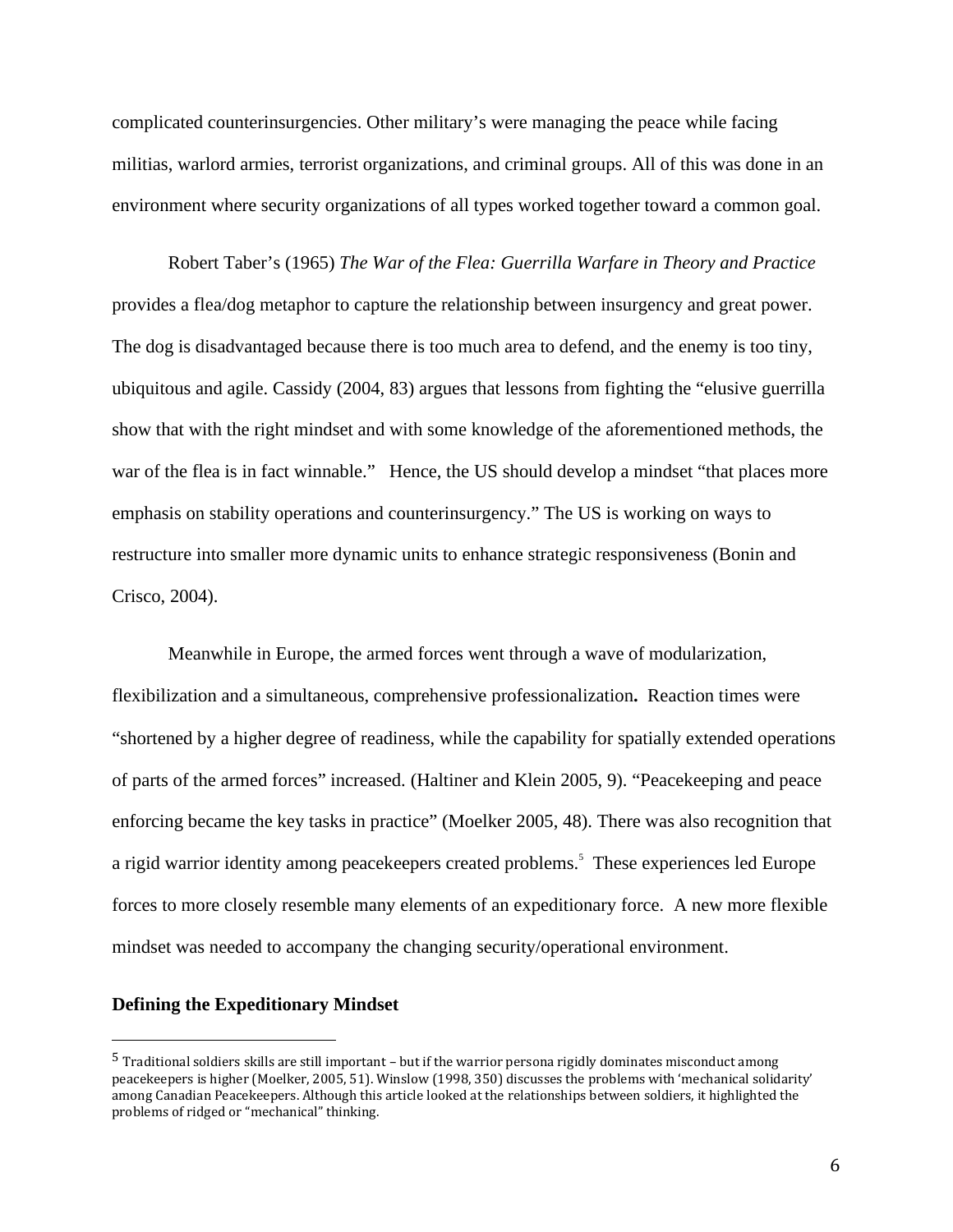complicated counterinsurgencies. Other military's were managing the peace while facing militias, warlord armies, terrorist organizations, and criminal groups. All of this was done in an environment where security organizations of all types worked together toward a common goal.

Robert Taber's (1965) *The War of the Flea: Guerrilla Warfare in Theory and Practice* provides a flea/dog metaphor to capture the relationship between insurgency and great power. The dog is disadvantaged because there is too much area to defend, and the enemy is too tiny, ubiquitous and agile. Cassidy (2004, 83) argues that lessons from fighting the "elusive guerrilla show that with the right mindset and with some knowledge of the aforementioned methods, the war of the flea is in fact winnable." Hence, the US should develop a mindset "that places more emphasis on stability operations and counterinsurgency." The US is working on ways to restructure into smaller more dynamic units to enhance strategic responsiveness (Bonin and Crisco, 2004).

Meanwhile in Europe, the armed forces went through a wave of modularization, flexibilization and a simultaneous, comprehensive professionalization**.** Reaction times were "shortened by a higher degree of readiness, while the capability for spatially extended operations of parts of the armed forces" increased. (Haltiner and Klein 2005, 9). "Peacekeeping and peace enforcing became the key tasks in practice" (Moelker 2005, 48). There was also recognition that a rigid warrior identity among peacekeepers created problems.[5] These experiences led Europe forces to more closely resemble many elements of an expeditionary force. A new more flexible mindset was needed to accompany the changing security/operational environment.

**Defining the Expeditionary Mindset**

---

[5] Traditional soldiers skills are still important – but if the warrior persona rigidly dominates misconduct among peacekeepers is higher (Moelker, 2005, 51). Winslow (1998, 350) discusses the problems with 'mechanical solidarity' among Canadian Peacekeepers. Although this article looked at the relationships between soldiers, it highlighted the problems of ridged or "mechanical" thinking.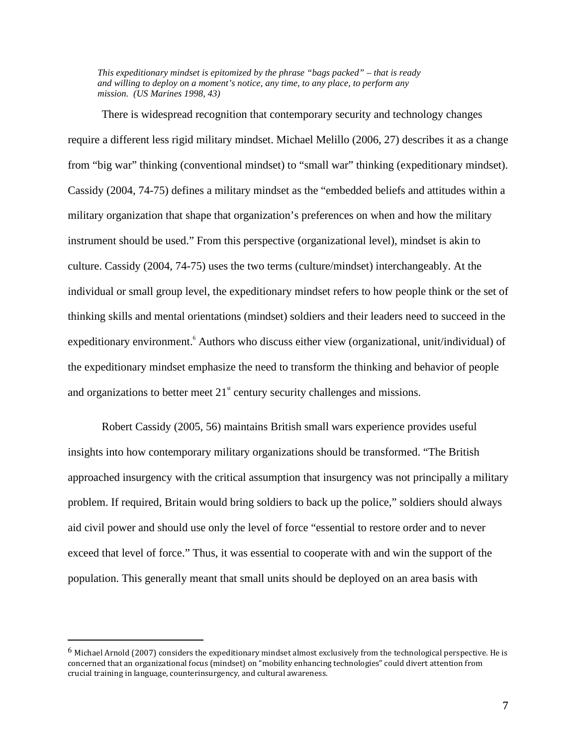*This expeditionary mindset is epitomized by the phrase "bags packed" – that is ready and willing to deploy on a moment's notice, any time, to any place, to perform any mission. (US Marines 1998, 43)*

There is widespread recognition that contemporary security and technology changes require a different less rigid military mindset. Michael Melillo (2006, 27) describes it as a change from "big war" thinking (conventional mindset) to "small war" thinking (expeditionary mindset). Cassidy (2004, 74-75) defines a military mindset as the "embedded beliefs and attitudes within a military organization that shape that organization's preferences on when and how the military instrument should be used." From this perspective (organizational level), mindset is akin to culture. Cassidy (2004, 74-75) uses the two terms (culture/mindset) interchangeably. At the individual or small group level, the expeditionary mindset refers to how people think or the set of thinking skills and mental orientations (mindset) soldiers and their leaders need to succeed in the expeditionary environment.[6] Authors who discuss either view (organizational, unit/individual) of the expeditionary mindset emphasize the need to transform the thinking and behavior of people and organizations to better meet 21st century security challenges and missions.

Robert Cassidy (2005, 56) maintains British small wars experience provides useful insights into how contemporary military organizations should be transformed. "The British approached insurgency with the critical assumption that insurgency was not principally a military problem. If required, Britain would bring soldiers to back up the police," soldiers should always aid civil power and should use only the level of force "essential to restore order and to never exceed that level of force." Thus, it was essential to cooperate with and win the support of the population. This generally meant that small units should be deployed on an area basis with

---

[6] Michael Arnold (2007) considers the expeditionary mindset almost exclusively from the technological perspective. He is concerned that an organizational focus (mindset) on "mobility enhancing technologies" could divert attention from crucial training in language, counterinsurgency, and cultural awareness.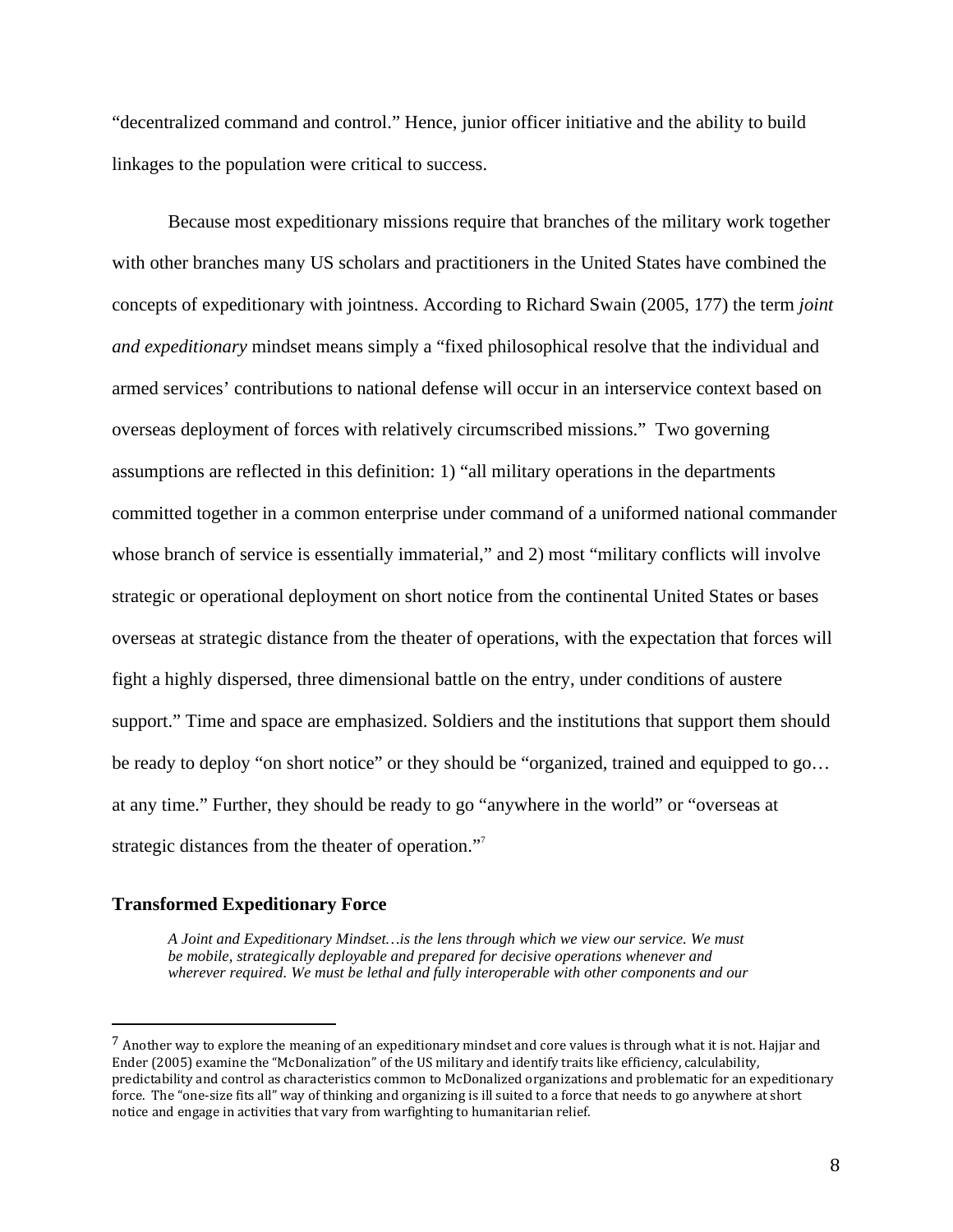"decentralized command and control." Hence, junior officer initiative and the ability to build linkages to the population were critical to success.

Because most expeditionary missions require that branches of the military work together with other branches many US scholars and practitioners in the United States have combined the concepts of expeditionary with jointness. According to Richard Swain (2005, 177) the term *joint and expeditionary* mindset means simply a "fixed philosophical resolve that the individual and armed services' contributions to national defense will occur in an interservice context based on overseas deployment of forces with relatively circumscribed missions." Two governing assumptions are reflected in this definition: 1) "all military operations in the departments committed together in a common enterprise under command of a uniformed national commander whose branch of service is essentially immaterial," and 2) most "military conflicts will involve strategic or operational deployment on short notice from the continental United States or bases overseas at strategic distance from the theater of operations, with the expectation that forces will fight a highly dispersed, three dimensional battle on the entry, under conditions of austere support." Time and space are emphasized. Soldiers and the institutions that support them should be ready to deploy "on short notice" or they should be "organized, trained and equipped to go… at any time." Further, they should be ready to go "anywhere in the world" or "overseas at strategic distances from the theater of operation."[7]

### Transformed Expeditionary Force

> *A Joint and Expeditionary Mindset…is the lens through which we view our service. We must be mobile, strategically deployable and prepared for decisive operations whenever and wherever required. We must be lethal and fully interoperable with other components and our*

---

[7] Another way to explore the meaning of an expeditionary mindset and core values is through what it is not. Hajjar and Ender (2005) examine the "McDonalization" of the US military and identify traits like efficiency, calculability, predictability and control as characteristics common to McDonalized organizations and problematic for an expeditionary force. The "one-size fits all" way of thinking and organizing is ill suited to a force that needs to go anywhere at short notice and engage in activities that vary from warfighting to humanitarian relief.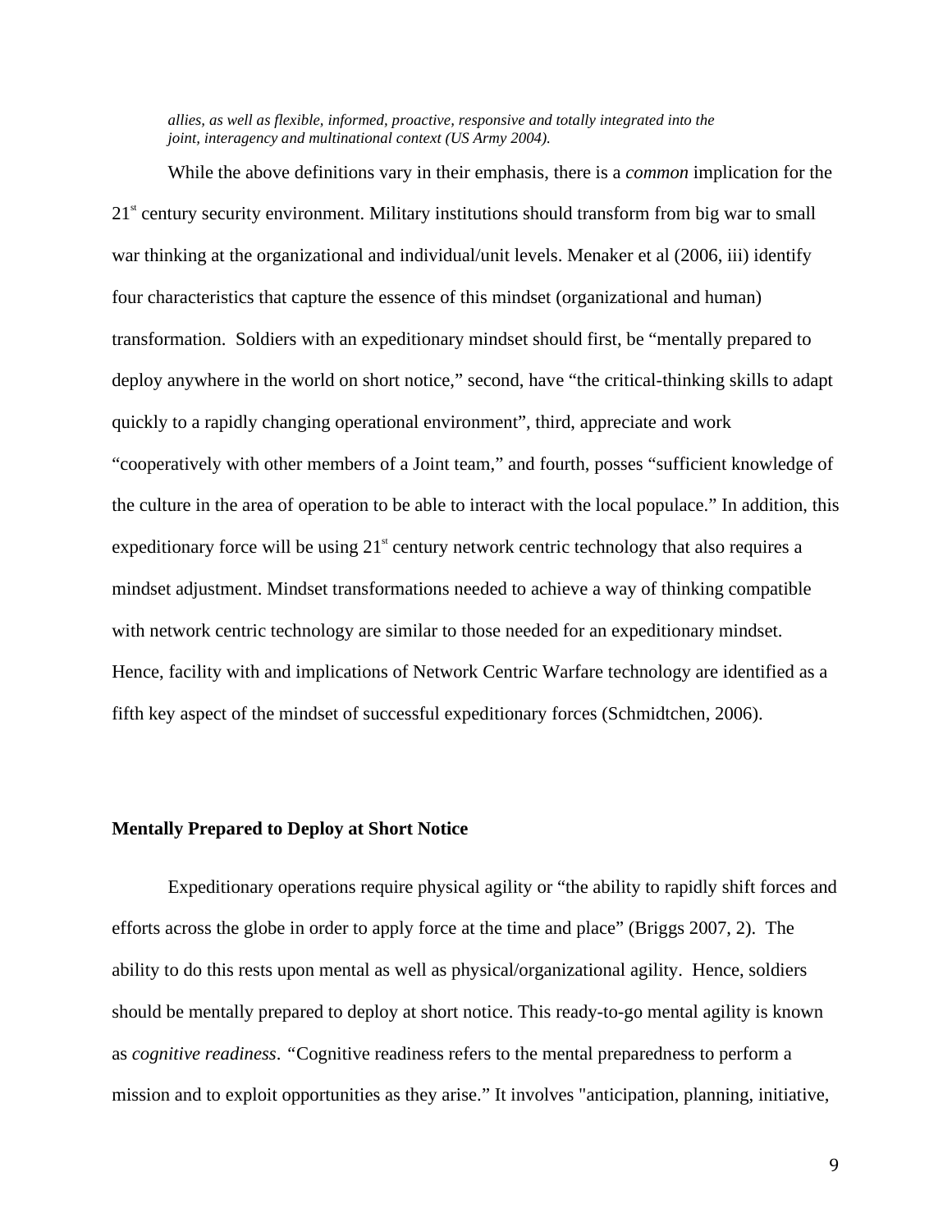*allies, as well as flexible, informed, proactive, responsive and totally integrated into the joint, interagency and multinational context (US Army 2004).*

While the above definitions vary in their emphasis, there is a *common* implication for the 21st century security environment. Military institutions should transform from big war to small war thinking at the organizational and individual/unit levels. Menaker et al (2006, iii) identify four characteristics that capture the essence of this mindset (organizational and human) transformation. Soldiers with an expeditionary mindset should first, be "mentally prepared to deploy anywhere in the world on short notice," second, have "the critical-thinking skills to adapt quickly to a rapidly changing operational environment", third, appreciate and work "cooperatively with other members of a Joint team," and fourth, posses "sufficient knowledge of the culture in the area of operation to be able to interact with the local populace." In addition, this expeditionary force will be using 21st century network centric technology that also requires a mindset adjustment. Mindset transformations needed to achieve a way of thinking compatible with network centric technology are similar to those needed for an expeditionary mindset. Hence, facility with and implications of Network Centric Warfare technology are identified as a fifth key aspect of the mindset of successful expeditionary forces (Schmidtchen, 2006).

**Mentally Prepared to Deploy at Short Notice**

Expeditionary operations require physical agility or "the ability to rapidly shift forces and efforts across the globe in order to apply force at the time and place" (Briggs 2007, 2). The ability to do this rests upon mental as well as physical/organizational agility. Hence, soldiers should be mentally prepared to deploy at short notice. This ready-to-go mental agility is known as *cognitive readiness*. "Cognitive readiness refers to the mental preparedness to perform a mission and to exploit opportunities as they arise." It involves "anticipation, planning, initiative,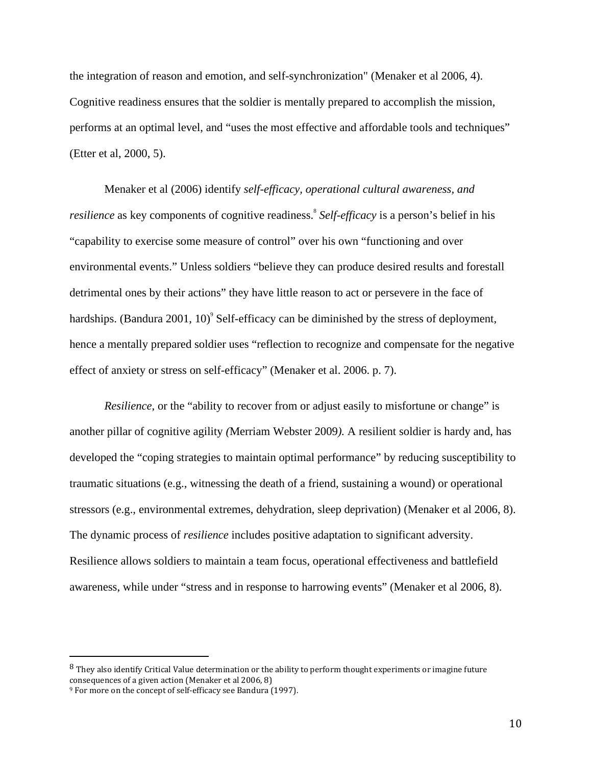the integration of reason and emotion, and self-synchronization" (Menaker et al 2006, 4). Cognitive readiness ensures that the soldier is mentally prepared to accomplish the mission, performs at an optimal level, and "uses the most effective and affordable tools and techniques" (Etter et al, 2000, 5).

Menaker et al (2006) identify *self-efficacy, operational cultural awareness, and resilience* as key components of cognitive readiness.[8] *Self-efficacy* is a person's belief in his "capability to exercise some measure of control" over his own "functioning and over environmental events." Unless soldiers "believe they can produce desired results and forestall detrimental ones by their actions" they have little reason to act or persevere in the face of hardships. (Bandura 2001, 10)[9] Self-efficacy can be diminished by the stress of deployment, hence a mentally prepared soldier uses "reflection to recognize and compensate for the negative effect of anxiety or stress on self-efficacy" (Menaker et al. 2006. p. 7).

*Resilience*, or the "ability to recover from or adjust easily to misfortune or change" is another pillar of cognitive agility *(*Merriam Webster 2009*).* A resilient soldier is hardy and, has developed the "coping strategies to maintain optimal performance" by reducing susceptibility to traumatic situations (e.g., witnessing the death of a friend, sustaining a wound) or operational stressors (e.g., environmental extremes, dehydration, sleep deprivation) (Menaker et al 2006, 8). The dynamic process of *resilience* includes positive adaptation to significant adversity. Resilience allows soldiers to maintain a team focus, operational effectiveness and battlefield awareness, while under "stress and in response to harrowing events" (Menaker et al 2006, 8).

---

[8] They also identify Critical Value determination or the ability to perform thought experiments or imagine future consequences of a given action (Menaker et al 2006, 8)

[9] For more on the concept of self-efficacy see Bandura (1997).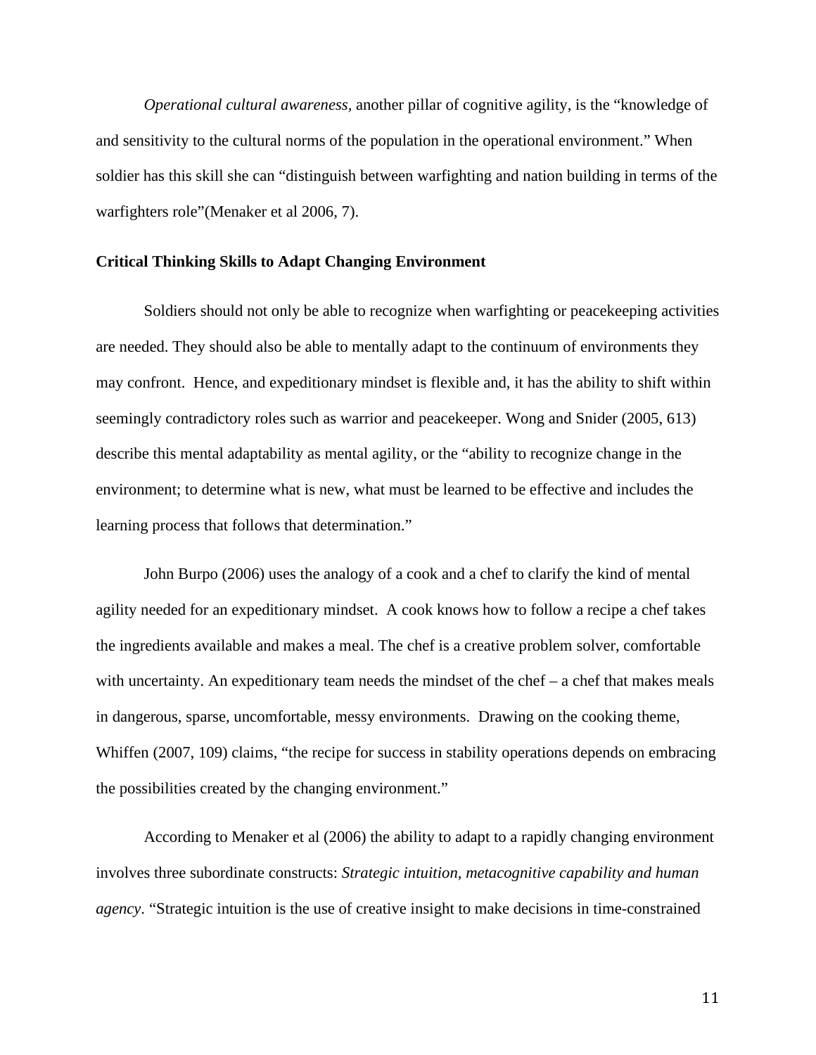*Operational cultural awareness,* another pillar of cognitive agility, is the "knowledge of and sensitivity to the cultural norms of the population in the operational environment." When soldier has this skill she can "distinguish between warfighting and nation building in terms of the warfighters role"(Menaker et al 2006, 7).

**Critical Thinking Skills to Adapt Changing Environment**

Soldiers should not only be able to recognize when warfighting or peacekeeping activities are needed. They should also be able to mentally adapt to the continuum of environments they may confront. Hence, and expeditionary mindset is flexible and, it has the ability to shift within seemingly contradictory roles such as warrior and peacekeeper. Wong and Snider (2005, 613) describe this mental adaptability as mental agility, or the "ability to recognize change in the environment; to determine what is new, what must be learned to be effective and includes the learning process that follows that determination."

John Burpo (2006) uses the analogy of a cook and a chef to clarify the kind of mental agility needed for an expeditionary mindset. A cook knows how to follow a recipe a chef takes the ingredients available and makes a meal. The chef is a creative problem solver, comfortable with uncertainty. An expeditionary team needs the mindset of the chef – a chef that makes meals in dangerous, sparse, uncomfortable, messy environments. Drawing on the cooking theme, Whiffen (2007, 109) claims, "the recipe for success in stability operations depends on embracing the possibilities created by the changing environment."

According to Menaker et al (2006) the ability to adapt to a rapidly changing environment involves three subordinate constructs: *Strategic intuition, metacognitive capability and human agency*. "Strategic intuition is the use of creative insight to make decisions in time-constrained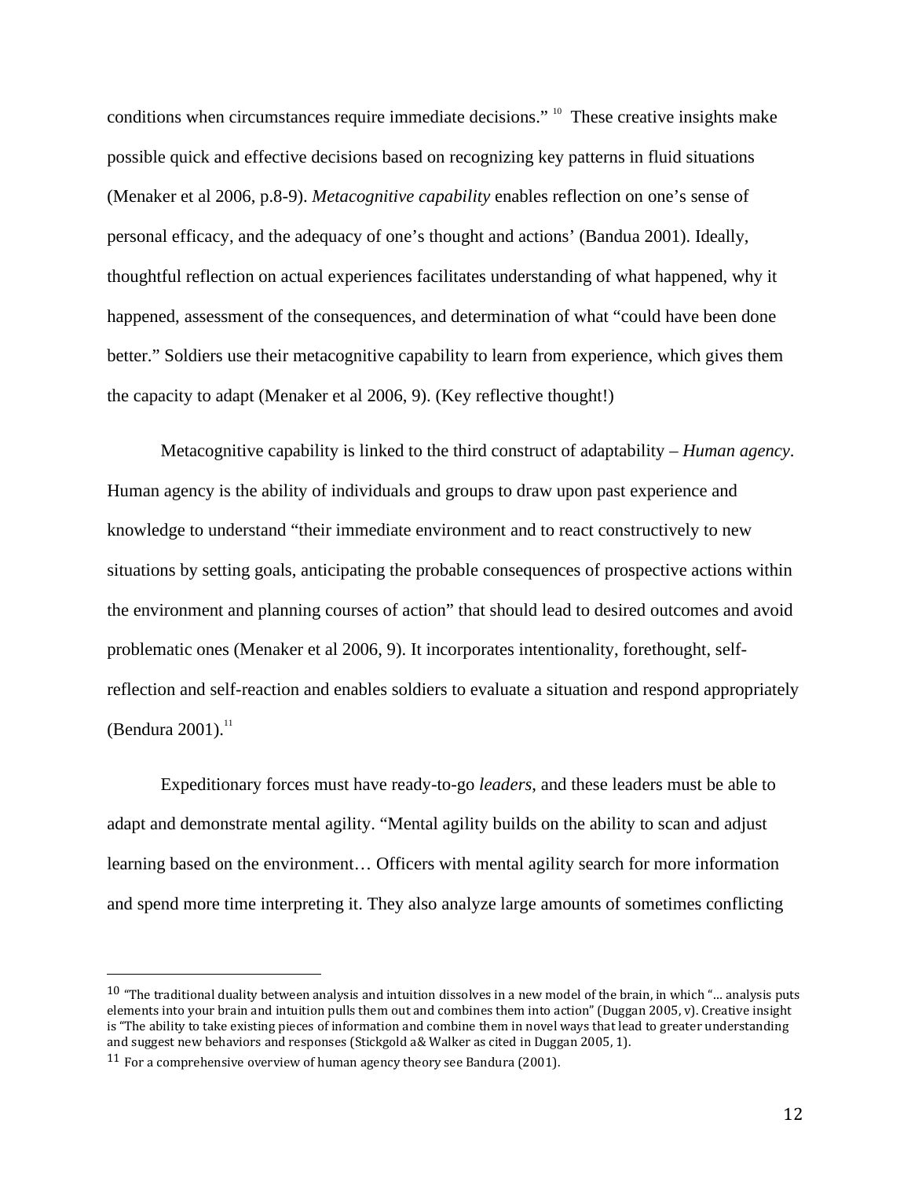conditions when circumstances require immediate decisions." [10] These creative insights make possible quick and effective decisions based on recognizing key patterns in fluid situations (Menaker et al 2006, p.8-9). *Metacognitive capability* enables reflection on one's sense of personal efficacy, and the adequacy of one's thought and actions' (Bandua 2001). Ideally, thoughtful reflection on actual experiences facilitates understanding of what happened, why it happened, assessment of the consequences, and determination of what "could have been done better." Soldiers use their metacognitive capability to learn from experience, which gives them the capacity to adapt (Menaker et al 2006, 9). (Key reflective thought!)

Metacognitive capability is linked to the third construct of adaptability – *Human agency*. Human agency is the ability of individuals and groups to draw upon past experience and knowledge to understand "their immediate environment and to react constructively to new situations by setting goals, anticipating the probable consequences of prospective actions within the environment and planning courses of action" that should lead to desired outcomes and avoid problematic ones (Menaker et al 2006, 9). It incorporates intentionality, forethought, self-reflection and self-reaction and enables soldiers to evaluate a situation and respond appropriately (Bendura 2001).[11]

Expeditionary forces must have ready-to-go *leaders*, and these leaders must be able to adapt and demonstrate mental agility. "Mental agility builds on the ability to scan and adjust learning based on the environment… Officers with mental agility search for more information and spend more time interpreting it. They also analyze large amounts of sometimes conflicting

---

[10] "The traditional duality between analysis and intuition dissolves in a new model of the brain, in which "… analysis puts elements into your brain and intuition pulls them out and combines them into action" (Duggan 2005, v). Creative insight is "The ability to take existing pieces of information and combine them in novel ways that lead to greater understanding and suggest new behaviors and responses (Stickgold a& Walker as cited in Duggan 2005, 1).

[11] For a comprehensive overview of human agency theory see Bandura (2001).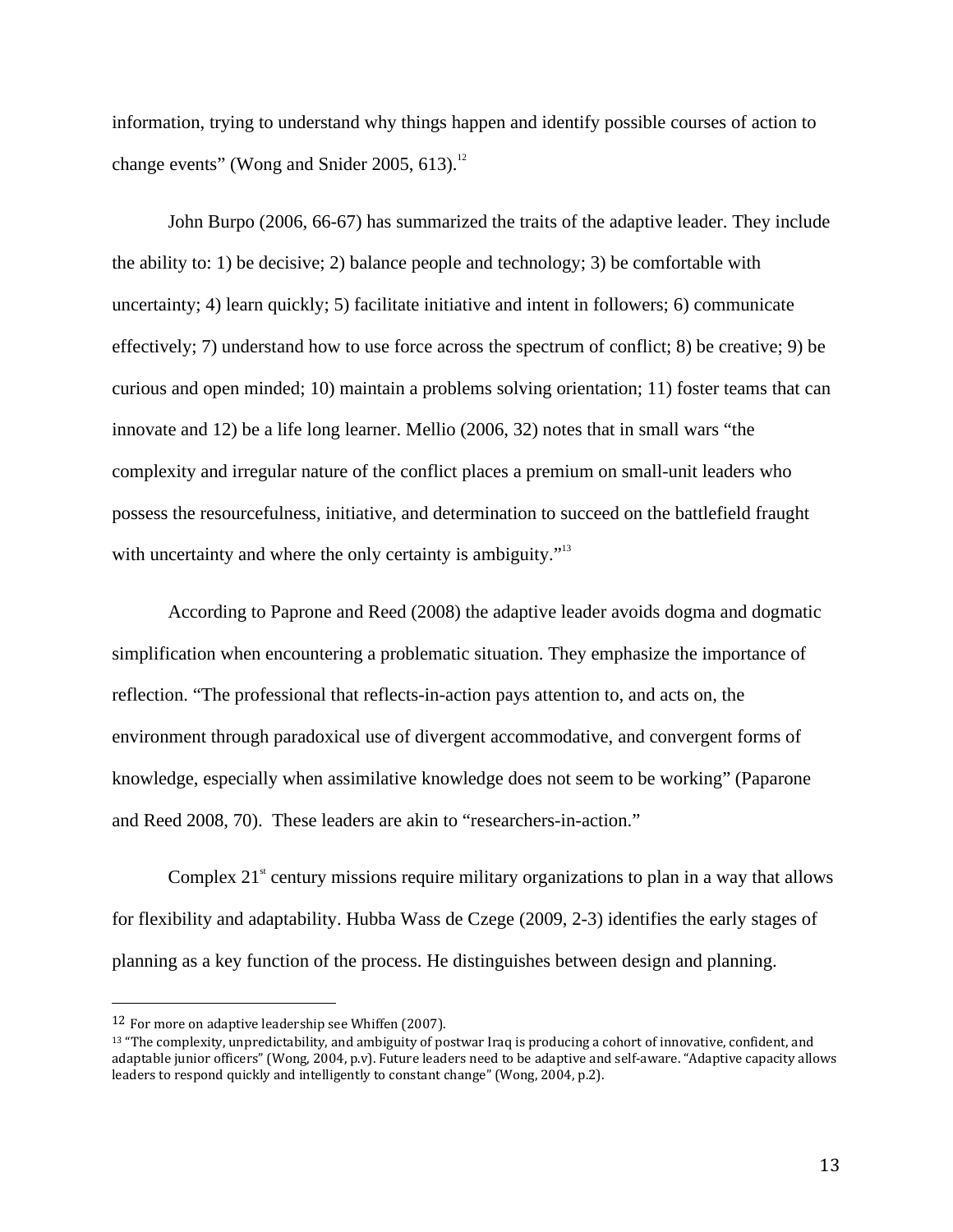information, trying to understand why things happen and identify possible courses of action to change events" (Wong and Snider 2005, 613).[12]

John Burpo (2006, 66-67) has summarized the traits of the adaptive leader. They include the ability to: 1) be decisive; 2) balance people and technology; 3) be comfortable with uncertainty; 4) learn quickly; 5) facilitate initiative and intent in followers; 6) communicate effectively; 7) understand how to use force across the spectrum of conflict; 8) be creative; 9) be curious and open minded; 10) maintain a problems solving orientation; 11) foster teams that can innovate and 12) be a life long learner. Mellio (2006, 32) notes that in small wars "the complexity and irregular nature of the conflict places a premium on small-unit leaders who possess the resourcefulness, initiative, and determination to succeed on the battlefield fraught with uncertainty and where the only certainty is ambiguity."[13]

According to Paprone and Reed (2008) the adaptive leader avoids dogma and dogmatic simplification when encountering a problematic situation. They emphasize the importance of reflection. "The professional that reflects-in-action pays attention to, and acts on, the environment through paradoxical use of divergent accommodative, and convergent forms of knowledge, especially when assimilative knowledge does not seem to be working" (Paparone and Reed 2008, 70). These leaders are akin to "researchers-in-action."

Complex 21st century missions require military organizations to plan in a way that allows for flexibility and adaptability. Hubba Wass de Czege (2009, 2-3) identifies the early stages of planning as a key function of the process. He distinguishes between design and planning.

---

[12] For more on adaptive leadership see Whiffen (2007).

[13] "The complexity, unpredictability, and ambiguity of postwar Iraq is producing a cohort of innovative, confident, and adaptable junior officers" (Wong, 2004, p.v). Future leaders need to be adaptive and self-aware. "Adaptive capacity allows leaders to respond quickly and intelligently to constant change" (Wong, 2004, p.2).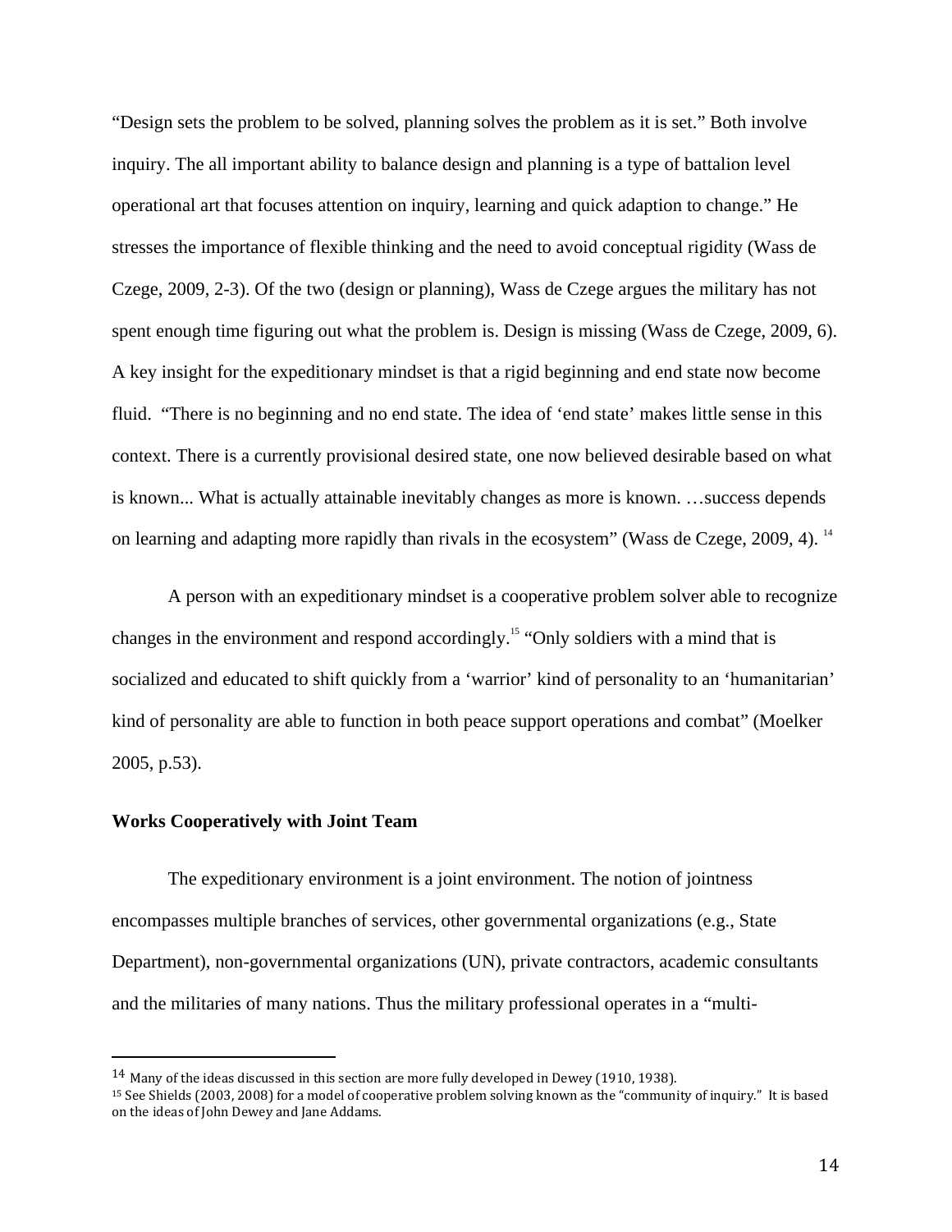"Design sets the problem to be solved, planning solves the problem as it is set." Both involve inquiry. The all important ability to balance design and planning is a type of battalion level operational art that focuses attention on inquiry, learning and quick adaption to change." He stresses the importance of flexible thinking and the need to avoid conceptual rigidity (Wass de Czege, 2009, 2-3). Of the two (design or planning), Wass de Czege argues the military has not spent enough time figuring out what the problem is. Design is missing (Wass de Czege, 2009, 6). A key insight for the expeditionary mindset is that a rigid beginning and end state now become fluid. "There is no beginning and no end state. The idea of 'end state' makes little sense in this context. There is a currently provisional desired state, one now believed desirable based on what is known... What is actually attainable inevitably changes as more is known. …success depends on learning and adapting more rapidly than rivals in the ecosystem" (Wass de Czege, 2009, 4). [14]

A person with an expeditionary mindset is a cooperative problem solver able to recognize changes in the environment and respond accordingly.[15] "Only soldiers with a mind that is socialized and educated to shift quickly from a 'warrior' kind of personality to an 'humanitarian' kind of personality are able to function in both peace support operations and combat" (Moelker 2005, p.53).

### Works Cooperatively with Joint Team

The expeditionary environment is a joint environment. The notion of jointness encompasses multiple branches of services, other governmental organizations (e.g., State Department), non-governmental organizations (UN), private contractors, academic consultants and the militaries of many nations. Thus the military professional operates in a "multi-

---

[14] Many of the ideas discussed in this section are more fully developed in Dewey (1910, 1938).

[15] See Shields (2003, 2008) for a model of cooperative problem solving known as the "community of inquiry." It is based on the ideas of John Dewey and Jane Addams.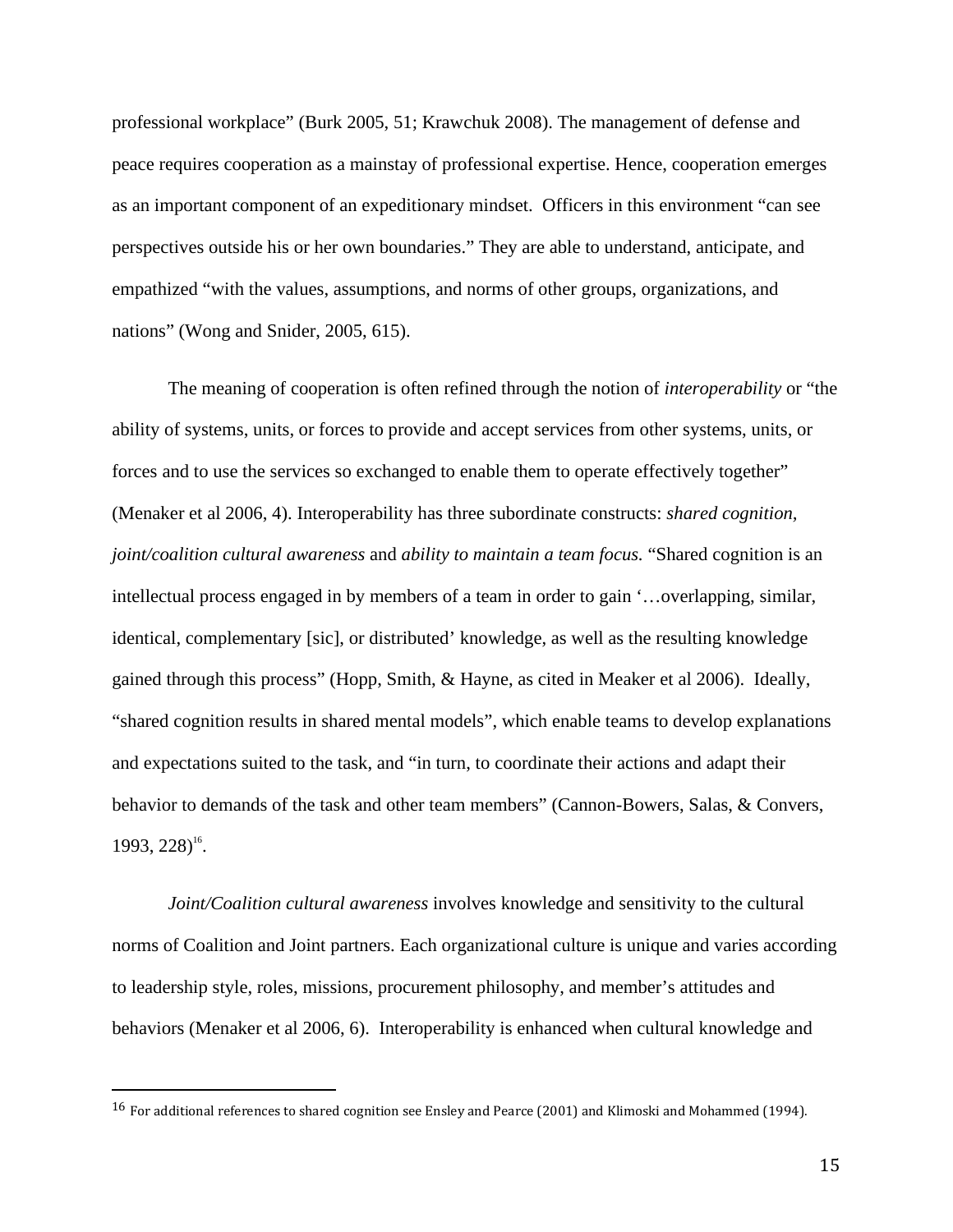professional workplace" (Burk 2005, 51; Krawchuk 2008). The management of defense and peace requires cooperation as a mainstay of professional expertise. Hence, cooperation emerges as an important component of an expeditionary mindset. Officers in this environment "can see perspectives outside his or her own boundaries." They are able to understand, anticipate, and empathized "with the values, assumptions, and norms of other groups, organizations, and nations" (Wong and Snider, 2005, 615).

The meaning of cooperation is often refined through the notion of *interoperability* or "the ability of systems, units, or forces to provide and accept services from other systems, units, or forces and to use the services so exchanged to enable them to operate effectively together" (Menaker et al 2006, 4). Interoperability has three subordinate constructs: *shared cognition, joint/coalition cultural awareness* and *ability to maintain a team focus.* "Shared cognition is an intellectual process engaged in by members of a team in order to gain '…overlapping, similar, identical, complementary [sic], or distributed' knowledge, as well as the resulting knowledge gained through this process" (Hopp, Smith, & Hayne, as cited in Meaker et al 2006). Ideally, "shared cognition results in shared mental models", which enable teams to develop explanations and expectations suited to the task, and "in turn, to coordinate their actions and adapt their behavior to demands of the task and other team members" (Cannon-Bowers, Salas, & Convers, 1993, 228)[16].

*Joint/Coalition cultural awareness* involves knowledge and sensitivity to the cultural norms of Coalition and Joint partners. Each organizational culture is unique and varies according to leadership style, roles, missions, procurement philosophy, and member's attitudes and behaviors (Menaker et al 2006, 6). Interoperability is enhanced when cultural knowledge and

---

[16] For additional references to shared cognition see Ensley and Pearce (2001) and Klimoski and Mohammed (1994).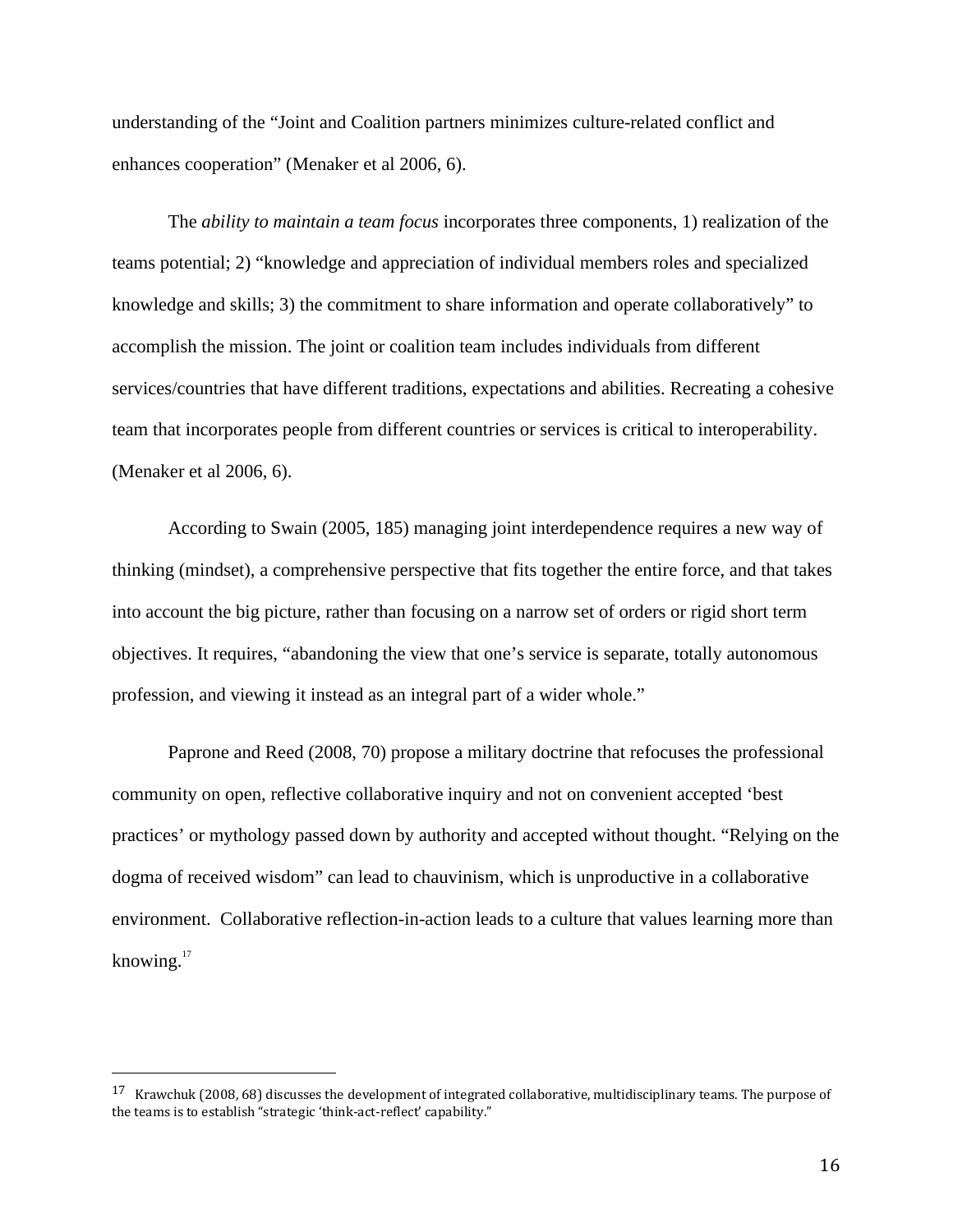understanding of the "Joint and Coalition partners minimizes culture-related conflict and enhances cooperation" (Menaker et al 2006, 6).

The *ability to maintain a team focus* incorporates three components, 1) realization of the teams potential; 2) "knowledge and appreciation of individual members roles and specialized knowledge and skills; 3) the commitment to share information and operate collaboratively" to accomplish the mission. The joint or coalition team includes individuals from different services/countries that have different traditions, expectations and abilities. Recreating a cohesive team that incorporates people from different countries or services is critical to interoperability. (Menaker et al 2006, 6).

According to Swain (2005, 185) managing joint interdependence requires a new way of thinking (mindset), a comprehensive perspective that fits together the entire force, and that takes into account the big picture, rather than focusing on a narrow set of orders or rigid short term objectives. It requires, "abandoning the view that one's service is separate, totally autonomous profession, and viewing it instead as an integral part of a wider whole."

Paprone and Reed (2008, 70) propose a military doctrine that refocuses the professional community on open, reflective collaborative inquiry and not on convenient accepted 'best practices' or mythology passed down by authority and accepted without thought. "Relying on the dogma of received wisdom" can lead to chauvinism, which is unproductive in a collaborative environment. Collaborative reflection-in-action leads to a culture that values learning more than knowing.[17]

---

[17] Krawchuk (2008, 68) discusses the development of integrated collaborative, multidisciplinary teams. The purpose of the teams is to establish "strategic 'think-act-reflect' capability."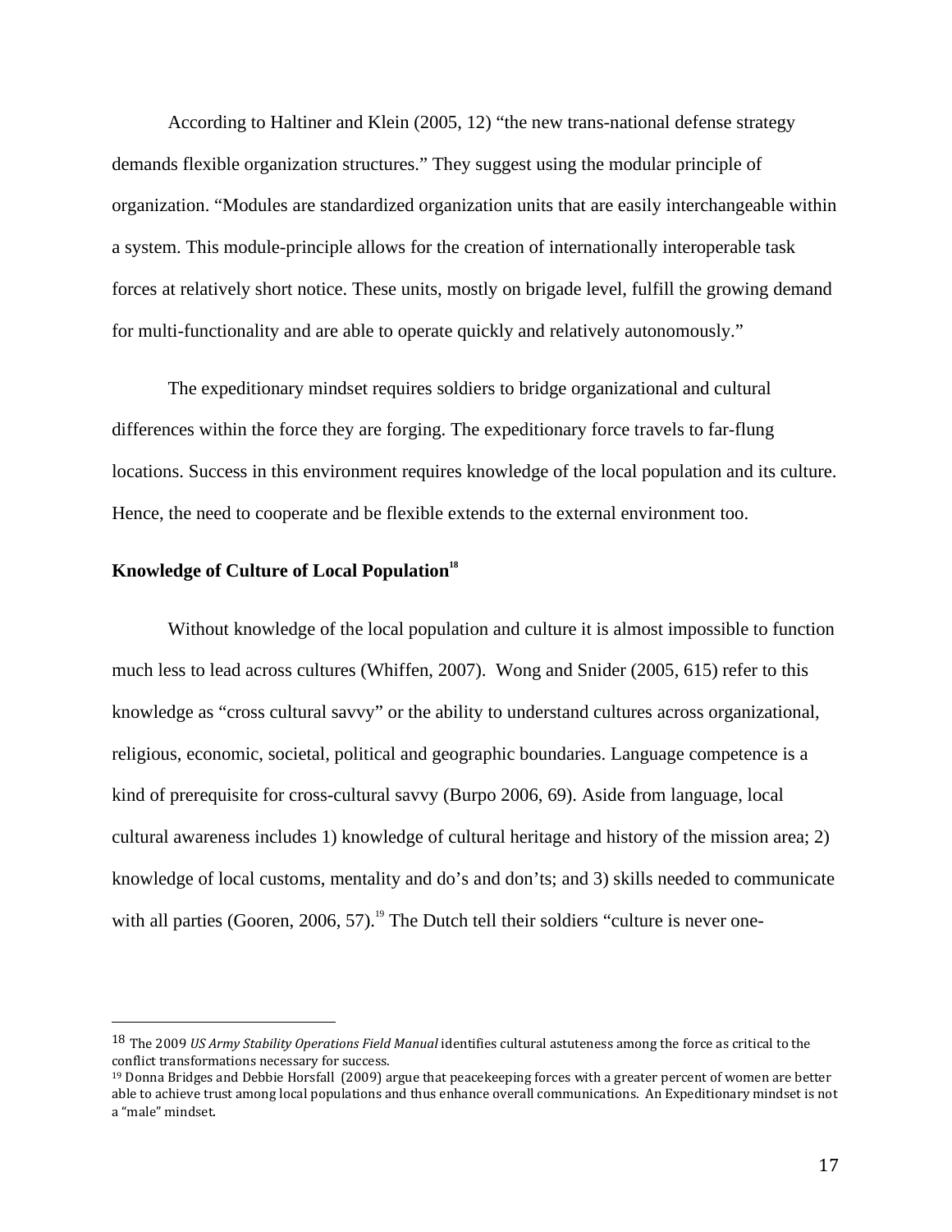According to Haltiner and Klein (2005, 12) “the new trans-national defense strategy demands flexible organization structures.” They suggest using the modular principle of organization. “Modules are standardized organization units that are easily interchangeable within a system. This module-principle allows for the creation of internationally interoperable task forces at relatively short notice. These units, mostly on brigade level, fulfill the growing demand for multi-functionality and are able to operate quickly and relatively autonomously.”

The expeditionary mindset requires soldiers to bridge organizational and cultural differences within the force they are forging. The expeditionary force travels to far-flung locations. Success in this environment requires knowledge of the local population and its culture. Hence, the need to cooperate and be flexible extends to the external environment too.

**Knowledge of Culture of Local Population**[18]

Without knowledge of the local population and culture it is almost impossible to function much less to lead across cultures (Whiffen, 2007). Wong and Snider (2005, 615) refer to this knowledge as “cross cultural savvy” or the ability to understand cultures across organizational, religious, economic, societal, political and geographic boundaries. Language competence is a kind of prerequisite for cross-cultural savvy (Burpo 2006, 69). Aside from language, local cultural awareness includes 1) knowledge of cultural heritage and history of the mission area; 2) knowledge of local customs, mentality and do’s and don’ts; and 3) skills needed to communicate with all parties (Gooren, 2006, 57).[19] The Dutch tell their soldiers “culture is never one-

[18] The 2009 *US Army Stability Operations Field Manual* identifies cultural astuteness among the force as critical to the conflict transformations necessary for success.

[19] Donna Bridges and Debbie Horsfall (2009) argue that peacekeeping forces with a greater percent of women are better able to achieve trust among local populations and thus enhance overall communications. An Expeditionary mindset is not a “male” mindset.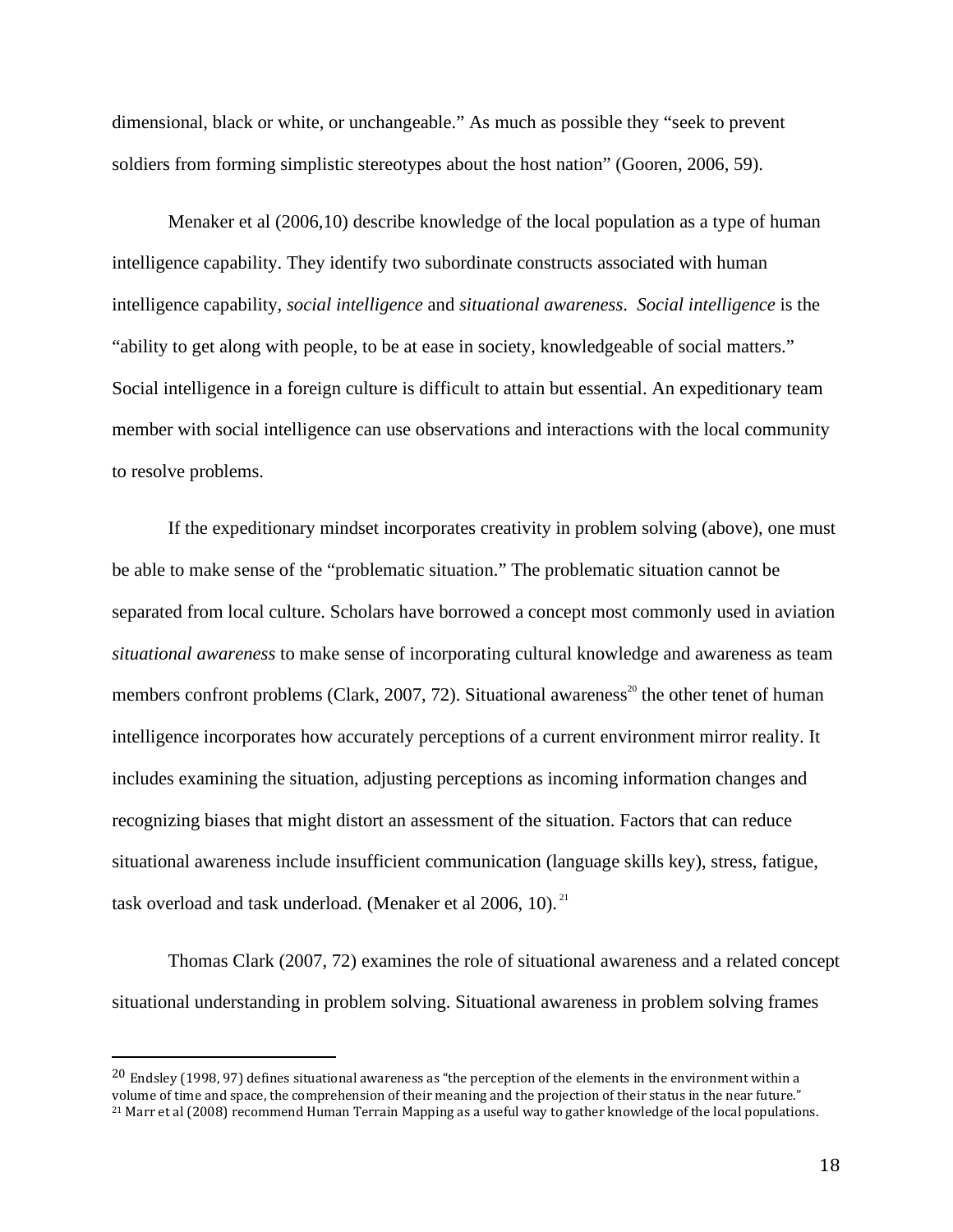dimensional, black or white, or unchangeable." As much as possible they "seek to prevent soldiers from forming simplistic stereotypes about the host nation" (Gooren, 2006, 59).

Menaker et al (2006,10) describe knowledge of the local population as a type of human intelligence capability. They identify two subordinate constructs associated with human intelligence capability, *social intelligence* and *situational awareness*. *Social intelligence* is the "ability to get along with people, to be at ease in society, knowledgeable of social matters." Social intelligence in a foreign culture is difficult to attain but essential. An expeditionary team member with social intelligence can use observations and interactions with the local community to resolve problems.

If the expeditionary mindset incorporates creativity in problem solving (above), one must be able to make sense of the "problematic situation." The problematic situation cannot be separated from local culture. Scholars have borrowed a concept most commonly used in aviation *situational awareness* to make sense of incorporating cultural knowledge and awareness as team members confront problems (Clark, 2007, 72). Situational awareness[20] the other tenet of human intelligence incorporates how accurately perceptions of a current environment mirror reality. It includes examining the situation, adjusting perceptions as incoming information changes and recognizing biases that might distort an assessment of the situation. Factors that can reduce situational awareness include insufficient communication (language skills key), stress, fatigue, task overload and task underload. (Menaker et al 2006, 10).[21]

Thomas Clark (2007, 72) examines the role of situational awareness and a related concept situational understanding in problem solving. Situational awareness in problem solving frames

---

[20] Endsley (1998, 97) defines situational awareness as "the perception of the elements in the environment within a volume of time and space, the comprehension of their meaning and the projection of their status in the near future."

[21] Marr et al (2008) recommend Human Terrain Mapping as a useful way to gather knowledge of the local populations.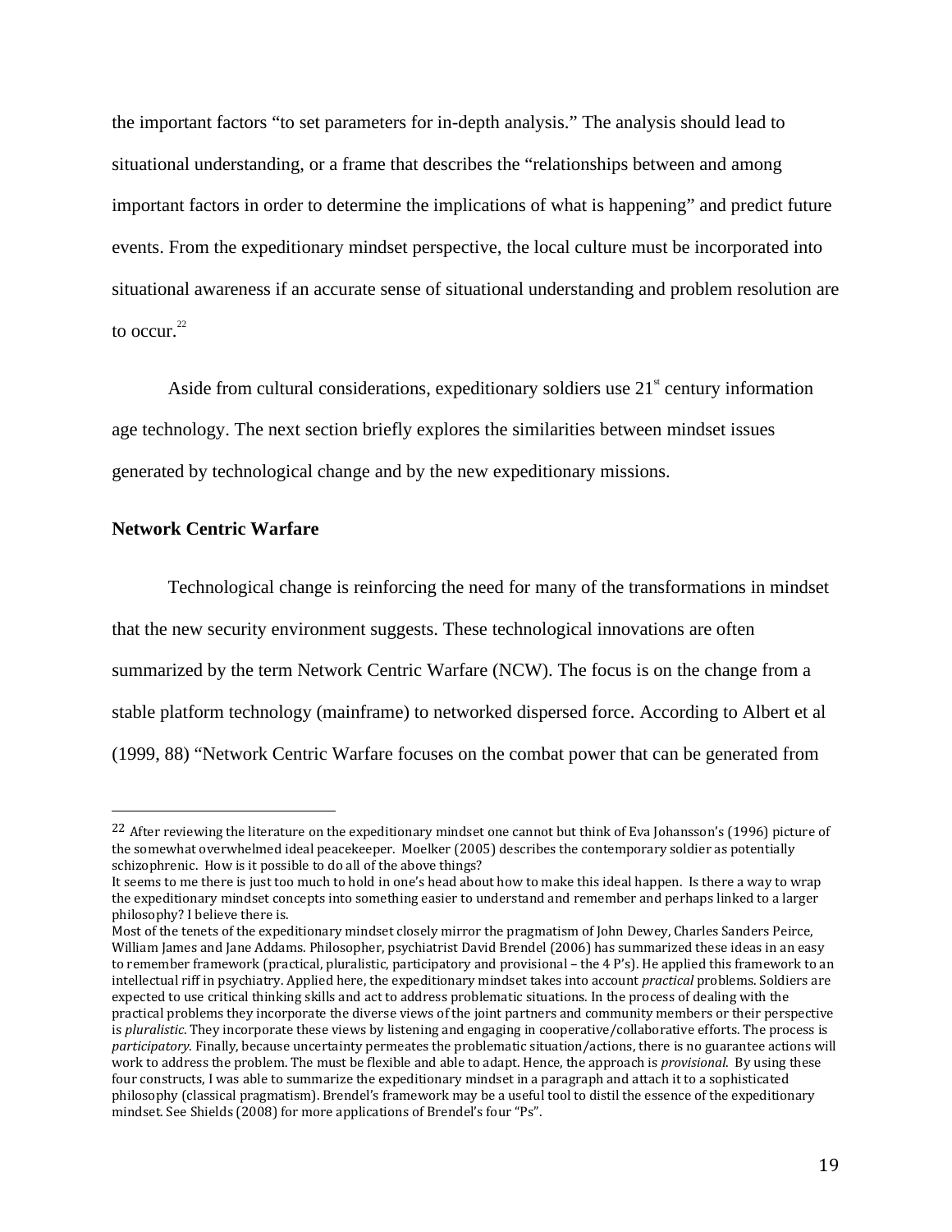the important factors "to set parameters for in-depth analysis." The analysis should lead to situational understanding, or a frame that describes the "relationships between and among important factors in order to determine the implications of what is happening" and predict future events. From the expeditionary mindset perspective, the local culture must be incorporated into situational awareness if an accurate sense of situational understanding and problem resolution are to occur.[22]

Aside from cultural considerations, expeditionary soldiers use 21[st] century information age technology. The next section briefly explores the similarities between mindset issues generated by technological change and by the new expeditionary missions.

**Network Centric Warfare**

Technological change is reinforcing the need for many of the transformations in mindset that the new security environment suggests. These technological innovations are often summarized by the term Network Centric Warfare (NCW). The focus is on the change from a stable platform technology (mainframe) to networked dispersed force. According to Albert et al (1999, 88) "Network Centric Warfare focuses on the combat power that can be generated from

---

[22] After reviewing the literature on the expeditionary mindset one cannot but think of Eva Johansson's (1996) picture of the somewhat overwhelmed ideal peacekeeper. Moelker (2005) describes the contemporary soldier as potentially schizophrenic. How is it possible to do all of the above things?
It seems to me there is just too much to hold in one's head about how to make this ideal happen. Is there a way to wrap the expeditionary mindset concepts into something easier to understand and remember and perhaps linked to a larger philosophy? I believe there is.
Most of the tenets of the expeditionary mindset closely mirror the pragmatism of John Dewey, Charles Sanders Peirce, William James and Jane Addams. Philosopher, psychiatrist David Brendel (2006) has summarized these ideas in an easy to remember framework (practical, pluralistic, participatory and provisional – the 4 P's). He applied this framework to an intellectual riff in psychiatry. Applied here, the expeditionary mindset takes into account *practical* problems. Soldiers are expected to use critical thinking skills and act to address problematic situations. In the process of dealing with the practical problems they incorporate the diverse views of the joint partners and community members or their perspective is *pluralistic*. They incorporate these views by listening and engaging in cooperative/collaborative efforts. The process is *participatory*. Finally, because uncertainty permeates the problematic situation/actions, there is no guarantee actions will work to address the problem. The must be flexible and able to adapt. Hence, the approach is *provisional*. By using these four constructs, I was able to summarize the expeditionary mindset in a paragraph and attach it to a sophisticated philosophy (classical pragmatism). Brendel's framework may be a useful tool to distil the essence of the expeditionary mindset. See Shields (2008) for more applications of Brendel's four "Ps".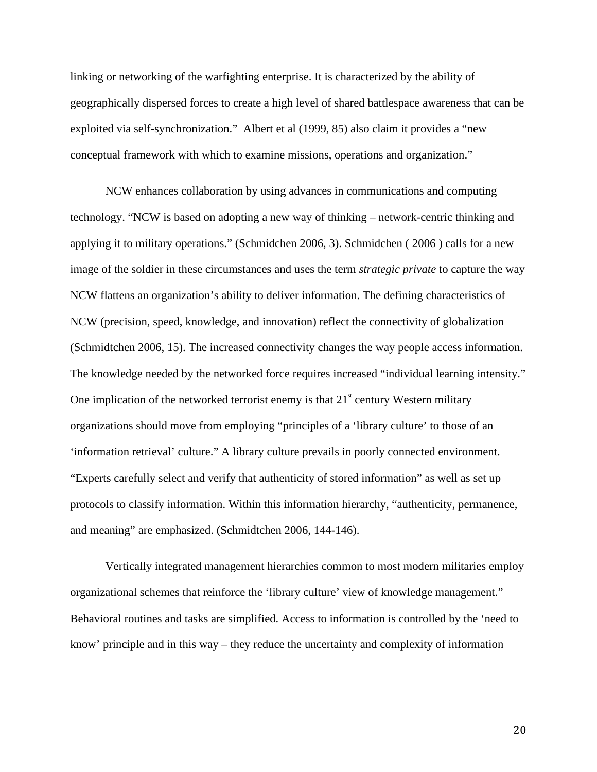linking or networking of the warfighting enterprise. It is characterized by the ability of geographically dispersed forces to create a high level of shared battlespace awareness that can be exploited via self-synchronization." Albert et al (1999, 85) also claim it provides a "new conceptual framework with which to examine missions, operations and organization."

NCW enhances collaboration by using advances in communications and computing technology. "NCW is based on adopting a new way of thinking – network-centric thinking and applying it to military operations." (Schmidchen 2006, 3). Schmidchen ( 2006 ) calls for a new image of the soldier in these circumstances and uses the term *strategic private* to capture the way NCW flattens an organization's ability to deliver information. The defining characteristics of NCW (precision, speed, knowledge, and innovation) reflect the connectivity of globalization (Schmidtchen 2006, 15). The increased connectivity changes the way people access information. The knowledge needed by the networked force requires increased "individual learning intensity." One implication of the networked terrorist enemy is that 21st century Western military organizations should move from employing "principles of a 'library culture' to those of an 'information retrieval' culture." A library culture prevails in poorly connected environment. "Experts carefully select and verify that authenticity of stored information" as well as set up protocols to classify information. Within this information hierarchy, "authenticity, permanence, and meaning" are emphasized. (Schmidtchen 2006, 144-146).

Vertically integrated management hierarchies common to most modern militaries employ organizational schemes that reinforce the 'library culture' view of knowledge management." Behavioral routines and tasks are simplified. Access to information is controlled by the 'need to know' principle and in this way – they reduce the uncertainty and complexity of information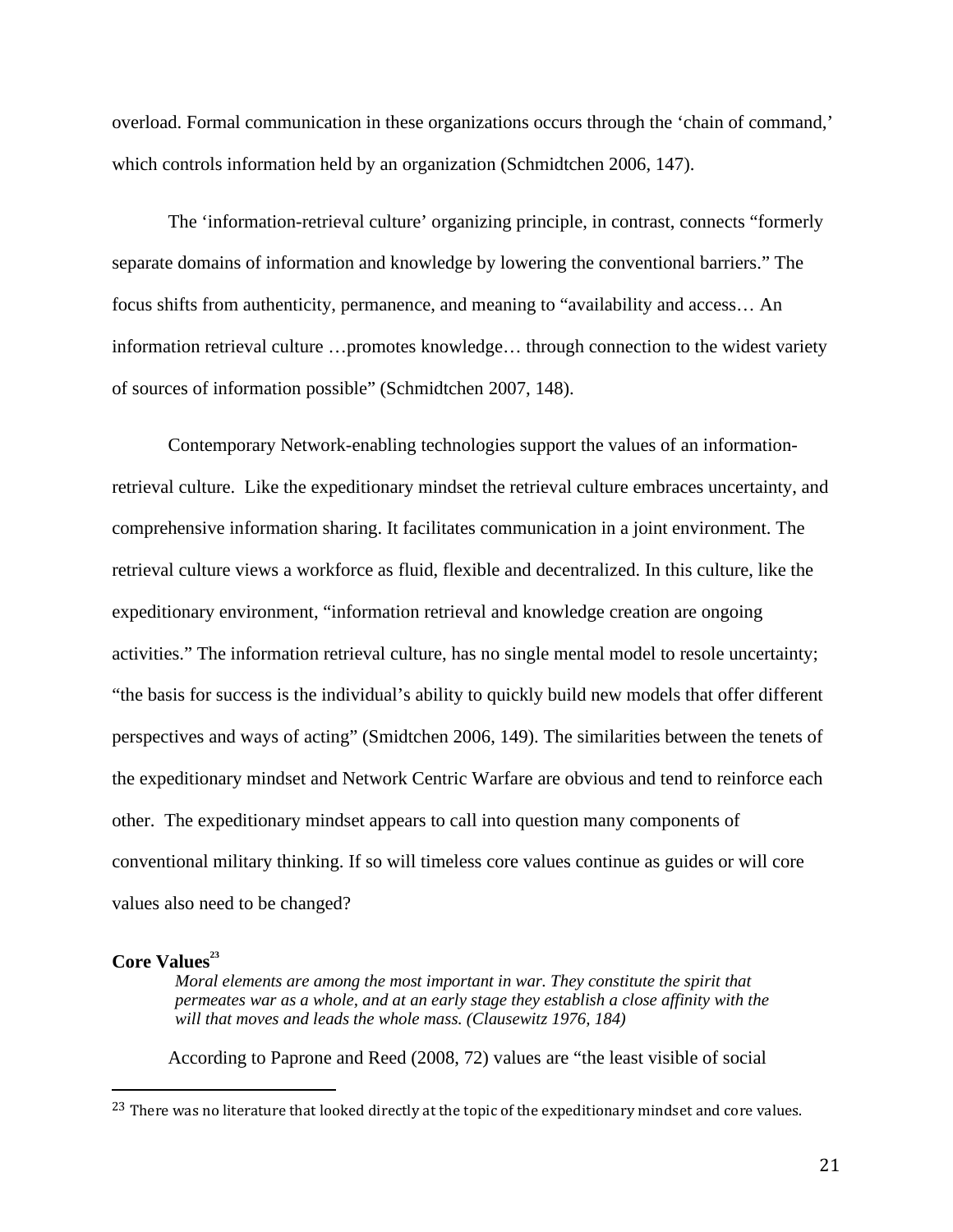overload. Formal communication in these organizations occurs through the 'chain of command,' which controls information held by an organization (Schmidtchen 2006, 147).

The 'information-retrieval culture' organizing principle, in contrast, connects "formerly separate domains of information and knowledge by lowering the conventional barriers." The focus shifts from authenticity, permanence, and meaning to "availability and access… An information retrieval culture …promotes knowledge… through connection to the widest variety of sources of information possible" (Schmidtchen 2007, 148).

Contemporary Network-enabling technologies support the values of an information-retrieval culture. Like the expeditionary mindset the retrieval culture embraces uncertainty, and comprehensive information sharing. It facilitates communication in a joint environment. The retrieval culture views a workforce as fluid, flexible and decentralized. In this culture, like the expeditionary environment, "information retrieval and knowledge creation are ongoing activities." The information retrieval culture, has no single mental model to resole uncertainty; "the basis for success is the individual's ability to quickly build new models that offer different perspectives and ways of acting" (Smidtchen 2006, 149). The similarities between the tenets of the expeditionary mindset and Network Centric Warfare are obvious and tend to reinforce each other. The expeditionary mindset appears to call into question many components of conventional military thinking. If so will timeless core values continue as guides or will core values also need to be changed?

**Core Values**[23]

> *Moral elements are among the most important in war. They constitute the spirit that permeates war as a whole, and at an early stage they establish a close affinity with the will that moves and leads the whole mass. (Clausewitz 1976, 184)*

According to Paprone and Reed (2008, 72) values are "the least visible of social

---

[23] There was no literature that looked directly at the topic of the expeditionary mindset and core values.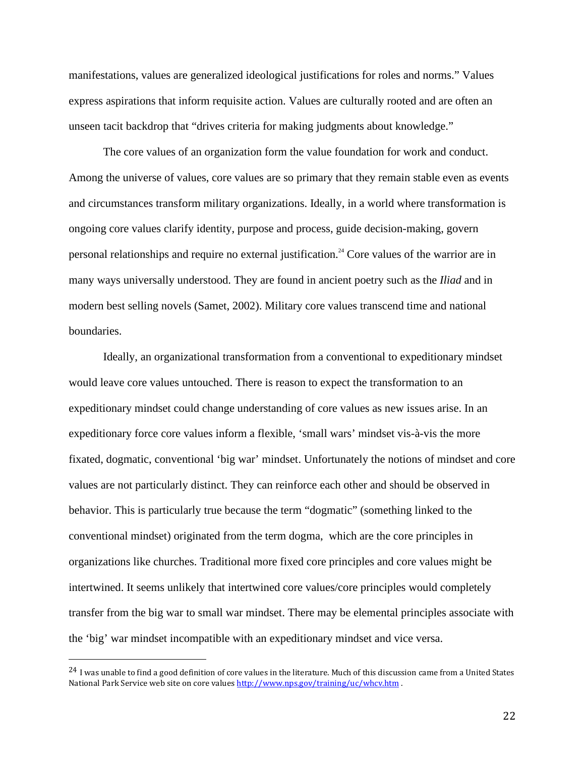manifestations, values are generalized ideological justifications for roles and norms." Values express aspirations that inform requisite action. Values are culturally rooted and are often an unseen tacit backdrop that "drives criteria for making judgments about knowledge."

The core values of an organization form the value foundation for work and conduct. Among the universe of values, core values are so primary that they remain stable even as events and circumstances transform military organizations. Ideally, in a world where transformation is ongoing core values clarify identity, purpose and process, guide decision-making, govern personal relationships and require no external justification.[24] Core values of the warrior are in many ways universally understood. They are found in ancient poetry such as the *Iliad* and in modern best selling novels (Samet, 2002). Military core values transcend time and national boundaries.

Ideally, an organizational transformation from a conventional to expeditionary mindset would leave core values untouched. There is reason to expect the transformation to an expeditionary mindset could change understanding of core values as new issues arise. In an expeditionary force core values inform a flexible, 'small wars' mindset vis-à-vis the more fixated, dogmatic, conventional 'big war' mindset. Unfortunately the notions of mindset and core values are not particularly distinct. They can reinforce each other and should be observed in behavior. This is particularly true because the term "dogmatic" (something linked to the conventional mindset) originated from the term dogma, which are the core principles in organizations like churches. Traditional more fixed core principles and core values might be intertwined. It seems unlikely that intertwined core values/core principles would completely transfer from the big war to small war mindset. There may be elemental principles associate with the 'big' war mindset incompatible with an expeditionary mindset and vice versa.

---

[24] I was unable to find a good definition of core values in the literature. Much of this discussion came from a United States National Park Service web site on core values http://www.nps.gov/training/uc/whcv.htm .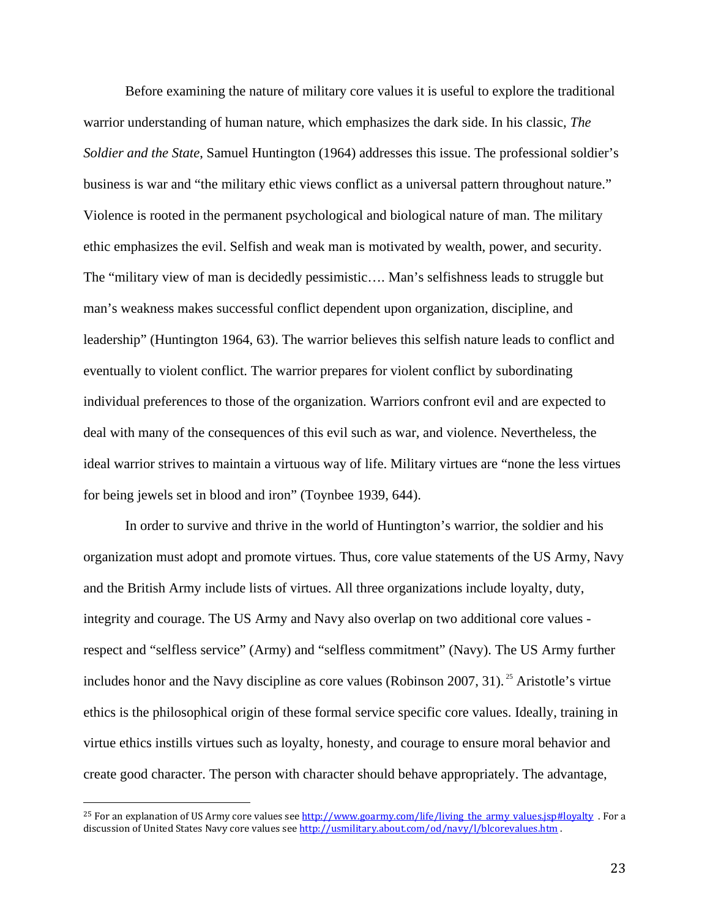Before examining the nature of military core values it is useful to explore the traditional warrior understanding of human nature, which emphasizes the dark side. In his classic, *The Soldier and the State*, Samuel Huntington (1964) addresses this issue. The professional soldier's business is war and "the military ethic views conflict as a universal pattern throughout nature." Violence is rooted in the permanent psychological and biological nature of man. The military ethic emphasizes the evil. Selfish and weak man is motivated by wealth, power, and security. The "military view of man is decidedly pessimistic…. Man's selfishness leads to struggle but man's weakness makes successful conflict dependent upon organization, discipline, and leadership" (Huntington 1964, 63). The warrior believes this selfish nature leads to conflict and eventually to violent conflict. The warrior prepares for violent conflict by subordinating individual preferences to those of the organization. Warriors confront evil and are expected to deal with many of the consequences of this evil such as war, and violence. Nevertheless, the ideal warrior strives to maintain a virtuous way of life. Military virtues are "none the less virtues for being jewels set in blood and iron" (Toynbee 1939, 644).

In order to survive and thrive in the world of Huntington's warrior, the soldier and his organization must adopt and promote virtues. Thus, core value statements of the US Army, Navy and the British Army include lists of virtues. All three organizations include loyalty, duty, integrity and courage. The US Army and Navy also overlap on two additional core values - respect and "selfless service" (Army) and "selfless commitment" (Navy). The US Army further includes honor and the Navy discipline as core values (Robinson 2007, 31).[25] Aristotle's virtue ethics is the philosophical origin of these formal service specific core values. Ideally, training in virtue ethics instills virtues such as loyalty, honesty, and courage to ensure moral behavior and create good character. The person with character should behave appropriately. The advantage,

---

[25] For an explanation of US Army core values see http://www.goarmy.com/life/living_the_army_values.jsp#loyalty . For a discussion of United States Navy core values see http://usmilitary.about.com/od/navy/l/blcorevalues.htm .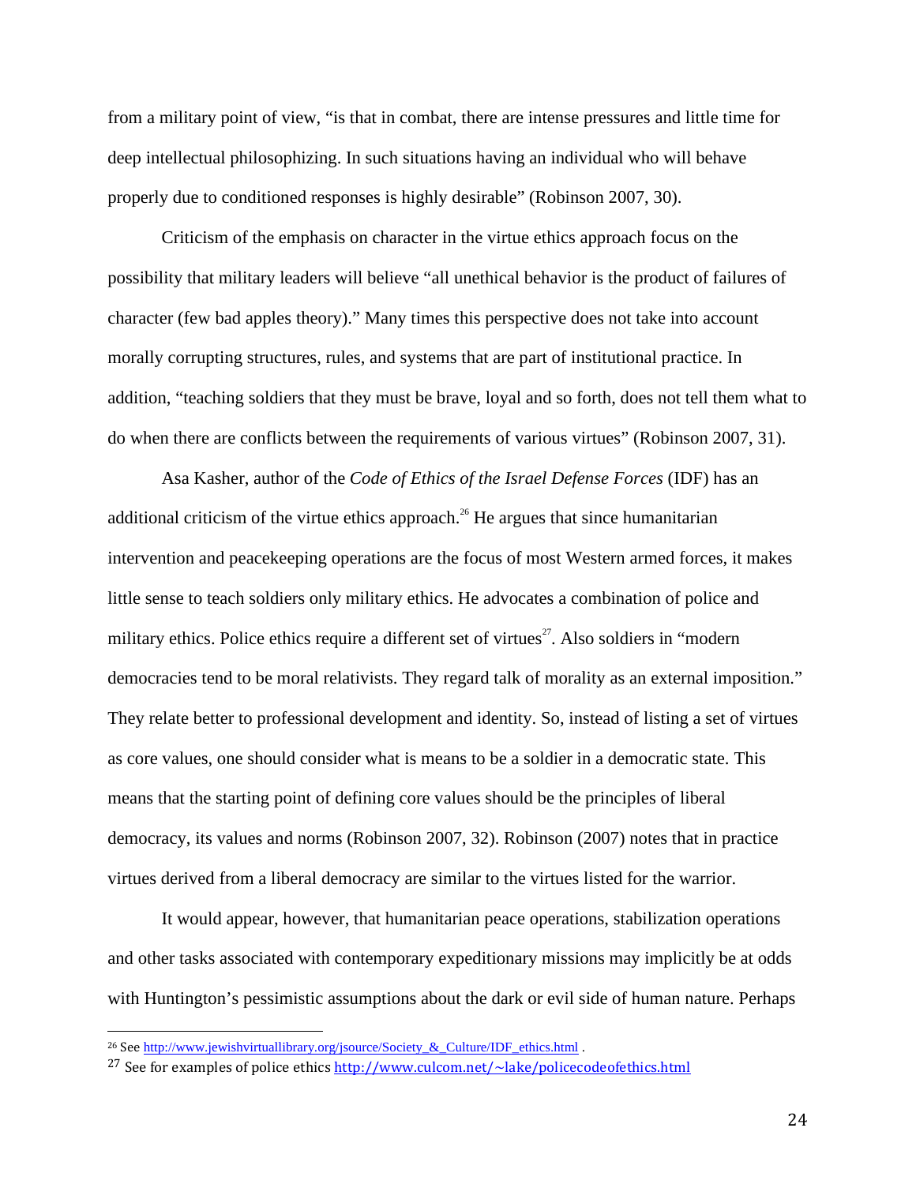from a military point of view, "is that in combat, there are intense pressures and little time for deep intellectual philosophizing. In such situations having an individual who will behave properly due to conditioned responses is highly desirable" (Robinson 2007, 30).

Criticism of the emphasis on character in the virtue ethics approach focus on the possibility that military leaders will believe "all unethical behavior is the product of failures of character (few bad apples theory)." Many times this perspective does not take into account morally corrupting structures, rules, and systems that are part of institutional practice. In addition, "teaching soldiers that they must be brave, loyal and so forth, does not tell them what to do when there are conflicts between the requirements of various virtues" (Robinson 2007, 31).

Asa Kasher, author of the *Code of Ethics of the Israel Defense Forces* (IDF) has an additional criticism of the virtue ethics approach.[26] He argues that since humanitarian intervention and peacekeeping operations are the focus of most Western armed forces, it makes little sense to teach soldiers only military ethics. He advocates a combination of police and military ethics. Police ethics require a different set of virtues[27]. Also soldiers in "modern democracies tend to be moral relativists. They regard talk of morality as an external imposition." They relate better to professional development and identity. So, instead of listing a set of virtues as core values, one should consider what is means to be a soldier in a democratic state. This means that the starting point of defining core values should be the principles of liberal democracy, its values and norms (Robinson 2007, 32). Robinson (2007) notes that in practice virtues derived from a liberal democracy are similar to the virtues listed for the warrior.

It would appear, however, that humanitarian peace operations, stabilization operations and other tasks associated with contemporary expeditionary missions may implicitly be at odds with Huntington's pessimistic assumptions about the dark or evil side of human nature. Perhaps

---

[26] See http://www.jewishvirtuallibrary.org/jsource/Society_&_Culture/IDF_ethics.html .

[27] See for examples of police ethics http://www.culcom.net/~lake/policecodeofethics.html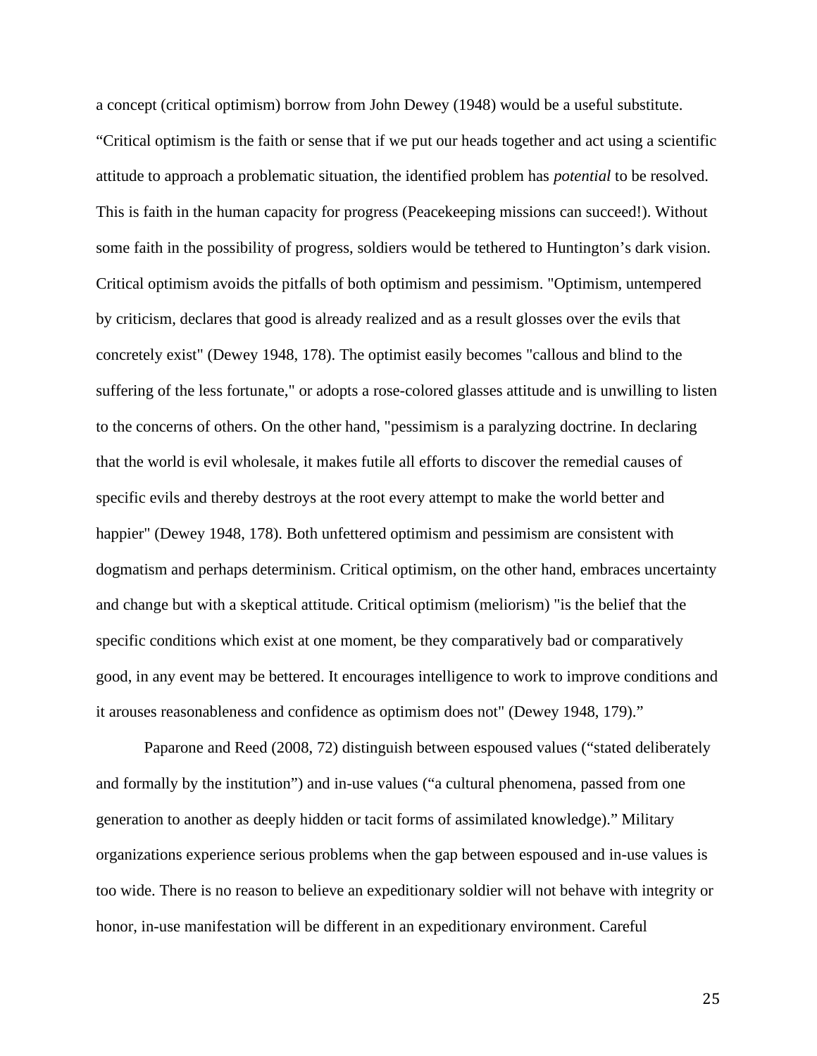a concept (critical optimism) borrow from John Dewey (1948) would be a useful substitute. "Critical optimism is the faith or sense that if we put our heads together and act using a scientific attitude to approach a problematic situation, the identified problem has *potential* to be resolved. This is faith in the human capacity for progress (Peacekeeping missions can succeed!). Without some faith in the possibility of progress, soldiers would be tethered to Huntington's dark vision. Critical optimism avoids the pitfalls of both optimism and pessimism. "Optimism, untempered by criticism, declares that good is already realized and as a result glosses over the evils that concretely exist" (Dewey 1948, 178). The optimist easily becomes "callous and blind to the suffering of the less fortunate," or adopts a rose-colored glasses attitude and is unwilling to listen to the concerns of others. On the other hand, "pessimism is a paralyzing doctrine. In declaring that the world is evil wholesale, it makes futile all efforts to discover the remedial causes of specific evils and thereby destroys at the root every attempt to make the world better and happier" (Dewey 1948, 178). Both unfettered optimism and pessimism are consistent with dogmatism and perhaps determinism. Critical optimism, on the other hand, embraces uncertainty and change but with a skeptical attitude. Critical optimism (meliorism) "is the belief that the specific conditions which exist at one moment, be they comparatively bad or comparatively good, in any event may be bettered. It encourages intelligence to work to improve conditions and it arouses reasonableness and confidence as optimism does not" (Dewey 1948, 179)."

Paparone and Reed (2008, 72) distinguish between espoused values ("stated deliberately and formally by the institution") and in-use values ("a cultural phenomena, passed from one generation to another as deeply hidden or tacit forms of assimilated knowledge)." Military organizations experience serious problems when the gap between espoused and in-use values is too wide. There is no reason to believe an expeditionary soldier will not behave with integrity or honor, in-use manifestation will be different in an expeditionary environment. Careful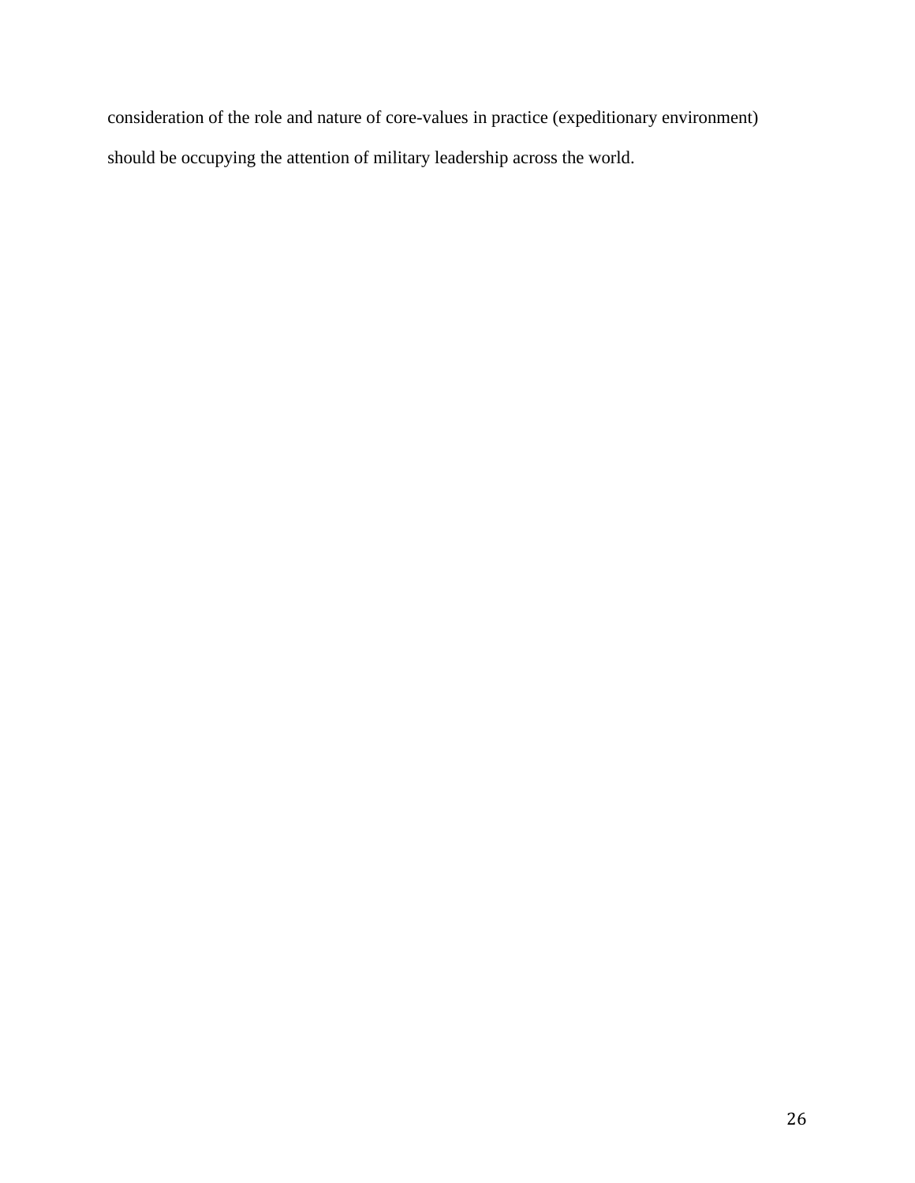consideration of the role and nature of core-values in practice (expeditionary environment) should be occupying the attention of military leadership across the world.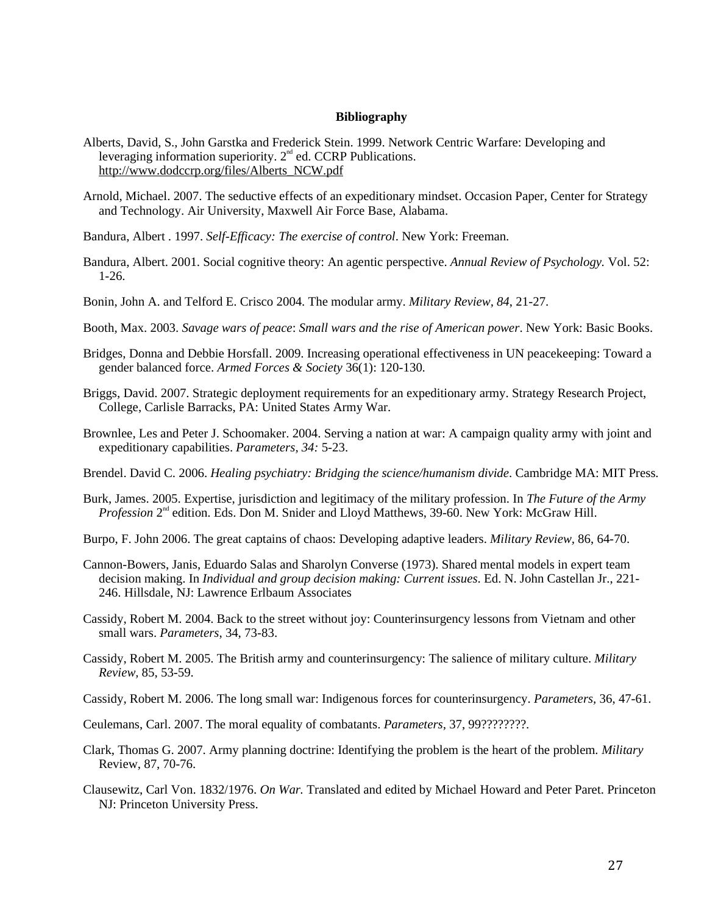**Bibliography**

Alberts, David, S., John Garstka and Frederick Stein. 1999. Network Centric Warfare: Developing and leveraging information superiority. 2nd ed. CCRP Publications. http://www.dodccrp.org/files/Alberts_NCW.pdf

Arnold, Michael. 2007. The seductive effects of an expeditionary mindset. Occasion Paper, Center for Strategy and Technology. Air University, Maxwell Air Force Base, Alabama.

Bandura, Albert . 1997. *Self-Efficacy: The exercise of control*. New York: Freeman.

Bandura, Albert. 2001. Social cognitive theory: An agentic perspective. *Annual Review of Psychology.* Vol. 52: 1-26.

Bonin, John A. and Telford E. Crisco 2004. The modular army. *Military Review, 84*, 21-27.

Booth, Max. 2003. *Savage wars of peace*: *Small wars and the rise of American power*. New York: Basic Books.

Bridges, Donna and Debbie Horsfall. 2009. Increasing operational effectiveness in UN peacekeeping: Toward a gender balanced force. *Armed Forces & Society* 36(1): 120-130.

Briggs, David. 2007. Strategic deployment requirements for an expeditionary army. Strategy Research Project, College, Carlisle Barracks, PA: United States Army War.

Brownlee, Les and Peter J. Schoomaker. 2004. Serving a nation at war: A campaign quality army with joint and expeditionary capabilities. *Parameters, 34:* 5-23.

Brendel. David C. 2006. *Healing psychiatry: Bridging the science/humanism divide*. Cambridge MA: MIT Press.

Burk, James. 2005. Expertise, jurisdiction and legitimacy of the military profession. In *The Future of the Army Profession* 2nd edition. Eds. Don M. Snider and Lloyd Matthews, 39-60. New York: McGraw Hill.

Burpo, F. John 2006. The great captains of chaos: Developing adaptive leaders. *Military Review,* 86, 64-70.

Cannon-Bowers, Janis, Eduardo Salas and Sharolyn Converse (1973). Shared mental models in expert team decision making. In *Individual and group decision making: Current issues*. Ed. N. John Castellan Jr., 221-246. Hillsdale, NJ: Lawrence Erlbaum Associates

Cassidy, Robert M. 2004. Back to the street without joy: Counterinsurgency lessons from Vietnam and other small wars. *Parameters*, 34, 73-83.

Cassidy, Robert M. 2005. The British army and counterinsurgency: The salience of military culture. *Military Review,* 85, 53-59.

Cassidy, Robert M. 2006. The long small war: Indigenous forces for counterinsurgency. *Parameters,* 36, 47-61.

Ceulemans, Carl. 2007. The moral equality of combatants. *Parameters,* 37, 99????????.

Clark, Thomas G. 2007. Army planning doctrine: Identifying the problem is the heart of the problem. *Military* Review, 87, 70-76.

Clausewitz, Carl Von. 1832/1976. *On War.* Translated and edited by Michael Howard and Peter Paret. Princeton NJ: Princeton University Press.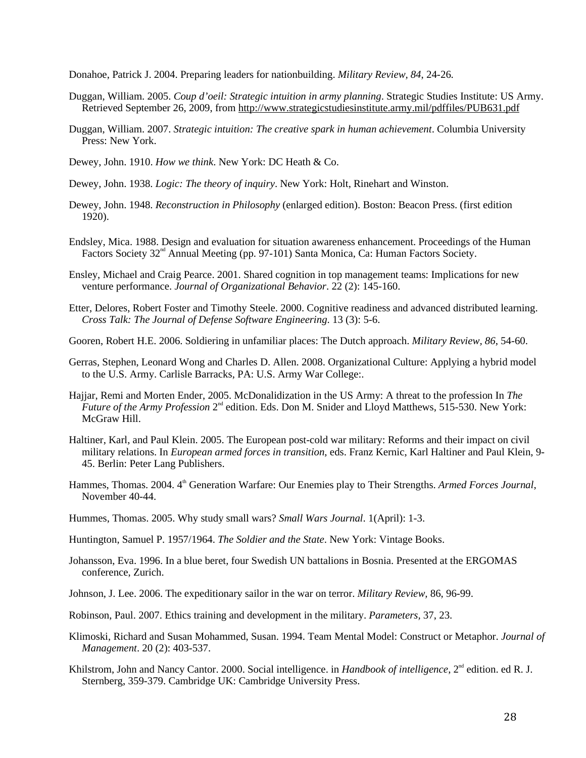Donahoe, Patrick J. 2004. Preparing leaders for nationbuilding. *Military Review, 84,* 24-26.

Duggan, William. 2005. *Coup d'oeil: Strategic intuition in army planning*. Strategic Studies Institute: US Army. Retrieved September 26, 2009, from http://www.strategicstudiesinstitute.army.mil/pdffiles/PUB631.pdf

Duggan, William. 2007. *Strategic intuition: The creative spark in human achievement*. Columbia University Press: New York.

Dewey, John. 1910. *How we think*. New York: DC Heath & Co.

Dewey, John. 1938. *Logic: The theory of inquiry*. New York: Holt, Rinehart and Winston.

Dewey, John. 1948. *Reconstruction in Philosophy* (enlarged edition). Boston: Beacon Press. (first edition 1920).

Endsley, Mica. 1988. Design and evaluation for situation awareness enhancement. Proceedings of the Human Factors Society 32nd Annual Meeting (pp. 97-101) Santa Monica, Ca: Human Factors Society.

Ensley, Michael and Craig Pearce. 2001. Shared cognition in top management teams: Implications for new venture performance. *Journal of Organizational Behavior*. 22 (2): 145-160.

Etter, Delores, Robert Foster and Timothy Steele. 2000. Cognitive readiness and advanced distributed learning. *Cross Talk: The Journal of Defense Software Engineering*. 13 (3): 5-6.

Gooren, Robert H.E. 2006. Soldiering in unfamiliar places: The Dutch approach. *Military Review, 86*, 54-60.

Gerras, Stephen, Leonard Wong and Charles D. Allen. 2008. Organizational Culture: Applying a hybrid model to the U.S. Army. Carlisle Barracks, PA: U.S. Army War College:.

Hajjar, Remi and Morten Ender, 2005. McDonalidization in the US Army: A threat to the profession In *The Future of the Army Profession* 2nd edition. Eds. Don M. Snider and Lloyd Matthews, 515-530. New York: McGraw Hill.

Haltiner, Karl, and Paul Klein. 2005. The European post-cold war military: Reforms and their impact on civil military relations. In *European armed forces in transition,* eds. Franz Kernic, Karl Haltiner and Paul Klein, 9-45. Berlin: Peter Lang Publishers.

Hammes, Thomas. 2004. 4th Generation Warfare: Our Enemies play to Their Strengths. *Armed Forces Journal,* November 40-44.

Hummes, Thomas. 2005. Why study small wars? *Small Wars Journal*. 1(April): 1-3.

Huntington, Samuel P. 1957/1964. *The Soldier and the State*. New York: Vintage Books.

Johansson, Eva. 1996. In a blue beret, four Swedish UN battalions in Bosnia. Presented at the ERGOMAS conference, Zurich.

Johnson, J. Lee. 2006. The expeditionary sailor in the war on terror. *Military Review,* 86, 96-99.

Robinson, Paul. 2007. Ethics training and development in the military. *Parameters,* 37, 23.

Klimoski, Richard and Susan Mohammed, Susan. 1994. Team Mental Model: Construct or Metaphor. *Journal of Management*. 20 (2): 403-537.

Khilstrom, John and Nancy Cantor. 2000. Social intelligence. in *Handbook of intelligence*, 2nd edition. ed R. J. Sternberg, 359-379. Cambridge UK: Cambridge University Press.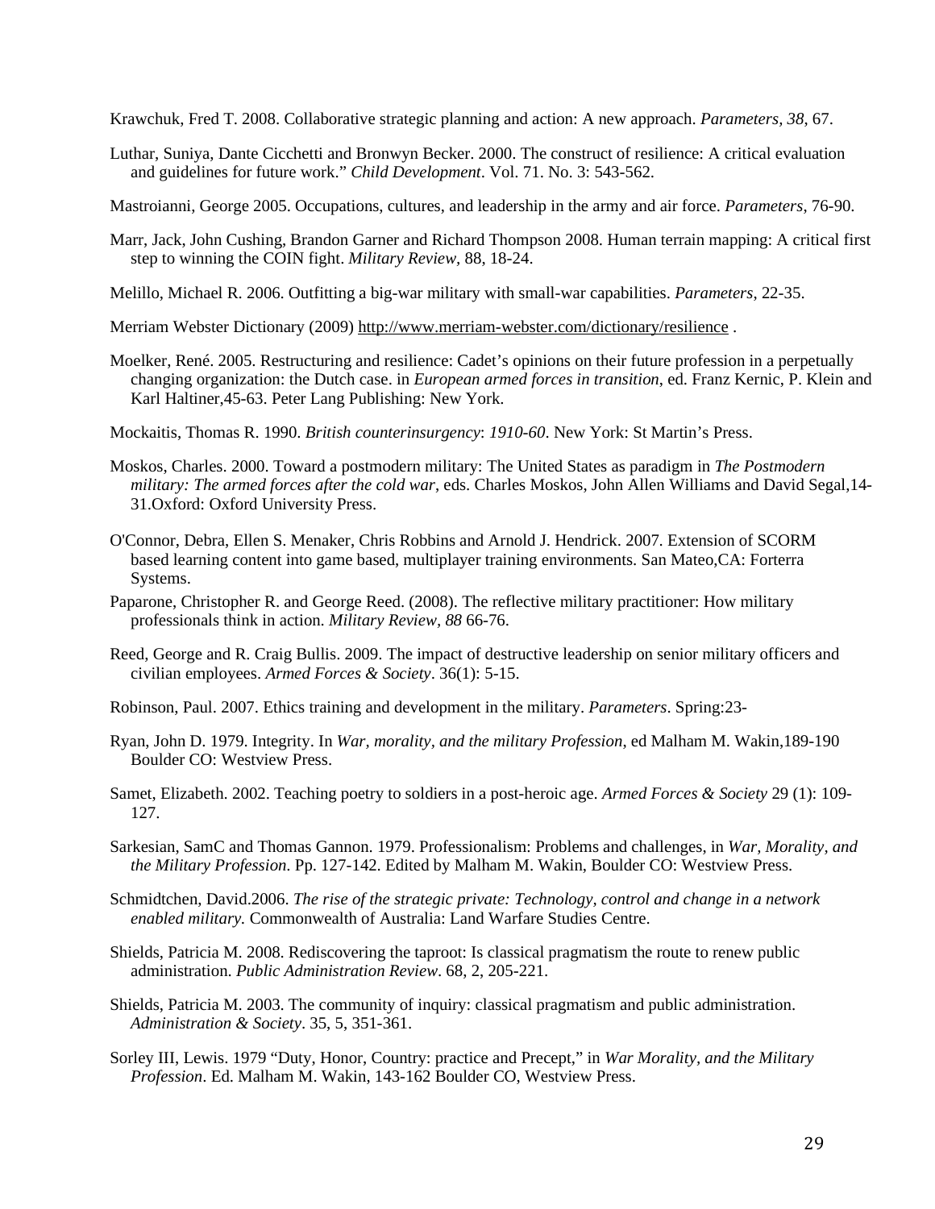Krawchuk, Fred T. 2008. Collaborative strategic planning and action: A new approach. *Parameters, 38*, 67.

Luthar, Suniya, Dante Cicchetti and Bronwyn Becker. 2000. The construct of resilience: A critical evaluation and guidelines for future work." *Child Development*. Vol. 71. No. 3: 543-562.

Mastroianni, George 2005. Occupations, cultures, and leadership in the army and air force. *Parameters*, 76-90.

Marr, Jack, John Cushing, Brandon Garner and Richard Thompson 2008. Human terrain mapping: A critical first step to winning the COIN fight. *Military Review,* 88, 18-24.

Melillo, Michael R. 2006. Outfitting a big-war military with small-war capabilities. *Parameters*, 22-35.

Merriam Webster Dictionary (2009) http://www.merriam-webster.com/dictionary/resilience .

Moelker, René. 2005. Restructuring and resilience: Cadet's opinions on their future profession in a perpetually changing organization: the Dutch case. in *European armed forces in transition*, ed. Franz Kernic, P. Klein and Karl Haltiner,45-63. Peter Lang Publishing: New York.

Mockaitis, Thomas R. 1990. *British counterinsurgency*: *1910-60*. New York: St Martin's Press.

Moskos, Charles. 2000. Toward a postmodern military: The United States as paradigm in *The Postmodern military: The armed forces after the cold war*, eds. Charles Moskos, John Allen Williams and David Segal,14-31.Oxford: Oxford University Press.

O'Connor, Debra, Ellen S. Menaker, Chris Robbins and Arnold J. Hendrick. 2007. Extension of SCORM based learning content into game based, multiplayer training environments. San Mateo,CA: Forterra Systems.

Paparone, Christopher R. and George Reed. (2008). The reflective military practitioner: How military professionals think in action. *Military Review, 88* 66-76.

Reed, George and R. Craig Bullis. 2009. The impact of destructive leadership on senior military officers and civilian employees. *Armed Forces & Society*. 36(1): 5-15.

Robinson, Paul. 2007. Ethics training and development in the military. *Parameters*. Spring:23-

Ryan, John D. 1979. Integrity. In *War, morality, and the military Profession*, ed Malham M. Wakin,189-190 Boulder CO: Westview Press.

Samet, Elizabeth. 2002. Teaching poetry to soldiers in a post-heroic age. *Armed Forces & Society* 29 (1): 109-127.

Sarkesian, SamC and Thomas Gannon. 1979. Professionalism: Problems and challenges, in *War, Morality, and the Military Profession*. Pp. 127-142. Edited by Malham M. Wakin, Boulder CO: Westview Press.

Schmidtchen, David.2006. *The rise of the strategic private: Technology, control and change in a network enabled military.* Commonwealth of Australia: Land Warfare Studies Centre.

Shields, Patricia M. 2008. Rediscovering the taproot: Is classical pragmatism the route to renew public administration. *Public Administration Review*. 68, 2, 205-221.

Shields, Patricia M. 2003. The community of inquiry: classical pragmatism and public administration. *Administration & Society*. 35, 5, 351-361.

Sorley III, Lewis. 1979 "Duty, Honor, Country: practice and Precept," in *War Morality, and the Military Profession*. Ed. Malham M. Wakin, 143-162 Boulder CO, Westview Press.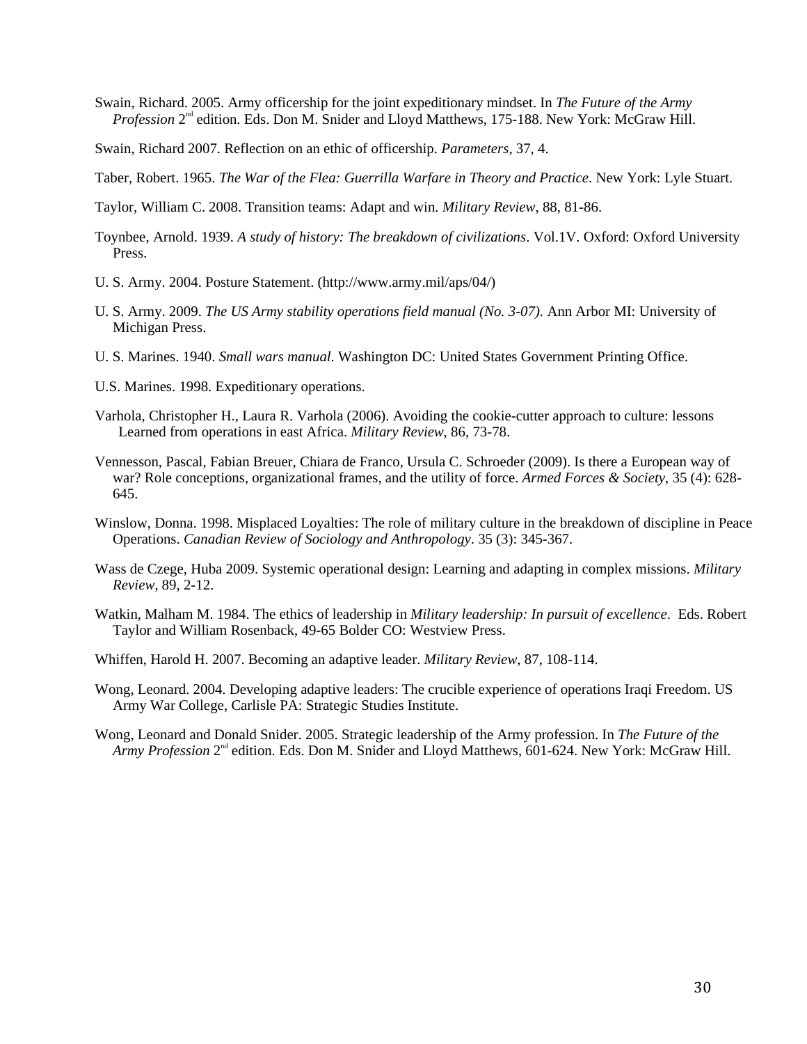Swain, Richard. 2005. Army officership for the joint expeditionary mindset. In *The Future of the Army Profession* 2nd edition. Eds. Don M. Snider and Lloyd Matthews, 175-188. New York: McGraw Hill.

Swain, Richard 2007. Reflection on an ethic of officership. *Parameters*, 37, 4.

Taber, Robert. 1965. *The War of the Flea: Guerrilla Warfare in Theory and Practice*. New York: Lyle Stuart.

Taylor, William C. 2008. Transition teams: Adapt and win. *Military Review*, 88, 81-86.

Toynbee, Arnold. 1939. *A study of history: The breakdown of civilizations*. Vol.1V. Oxford: Oxford University Press.

U. S. Army. 2004. Posture Statement. (http://www.army.mil/aps/04/)

U. S. Army. 2009. *The US Army stability operations field manual (No. 3-07).* Ann Arbor MI: University of Michigan Press.

U. S. Marines. 1940. *Small wars manual*. Washington DC: United States Government Printing Office.

U.S. Marines. 1998. Expeditionary operations.

Varhola, Christopher H., Laura R. Varhola (2006). Avoiding the cookie-cutter approach to culture: lessons Learned from operations in east Africa. *Military Review*, 86, 73-78.

Vennesson, Pascal, Fabian Breuer, Chiara de Franco, Ursula C. Schroeder (2009). Is there a European way of war? Role conceptions, organizational frames, and the utility of force. *Armed Forces & Society*, 35 (4): 628-645.

Winslow, Donna. 1998. Misplaced Loyalties: The role of military culture in the breakdown of discipline in Peace Operations. *Canadian Review of Sociology and Anthropology*. 35 (3): 345-367.

Wass de Czege, Huba 2009. Systemic operational design: Learning and adapting in complex missions. *Military Review*, 89, 2-12.

Watkin, Malham M. 1984. The ethics of leadership in *Military leadership: In pursuit of excellence*. Eds. Robert Taylor and William Rosenback, 49-65 Bolder CO: Westview Press.

Whiffen, Harold H. 2007. Becoming an adaptive leader. *Military Review*, 87, 108-114.

Wong, Leonard. 2004. Developing adaptive leaders: The crucible experience of operations Iraqi Freedom. US Army War College, Carlisle PA: Strategic Studies Institute.

Wong, Leonard and Donald Snider. 2005. Strategic leadership of the Army profession. In *The Future of the Army Profession* 2nd edition. Eds. Don M. Snider and Lloyd Matthews, 601-624. New York: McGraw Hill.